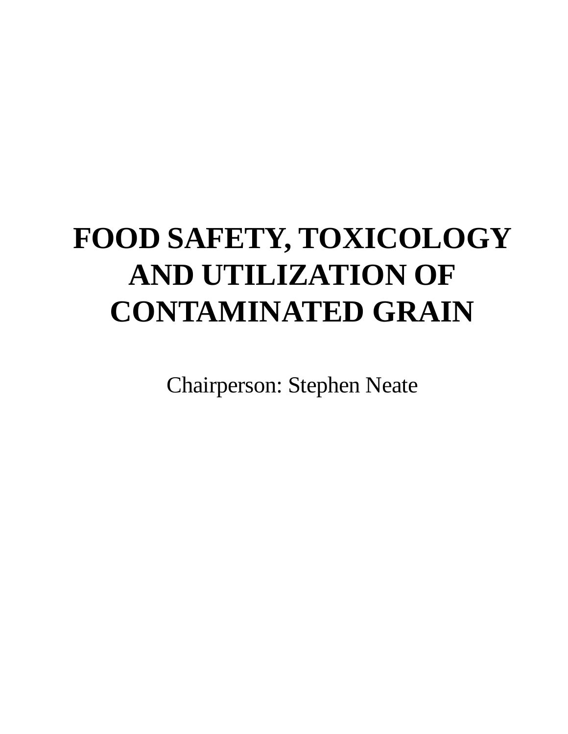# FOOD SAFETY, TOXICOLOGY AND UTILIZATION OF CONTAMINATED GRAIN

Chairperson: Stephen Neate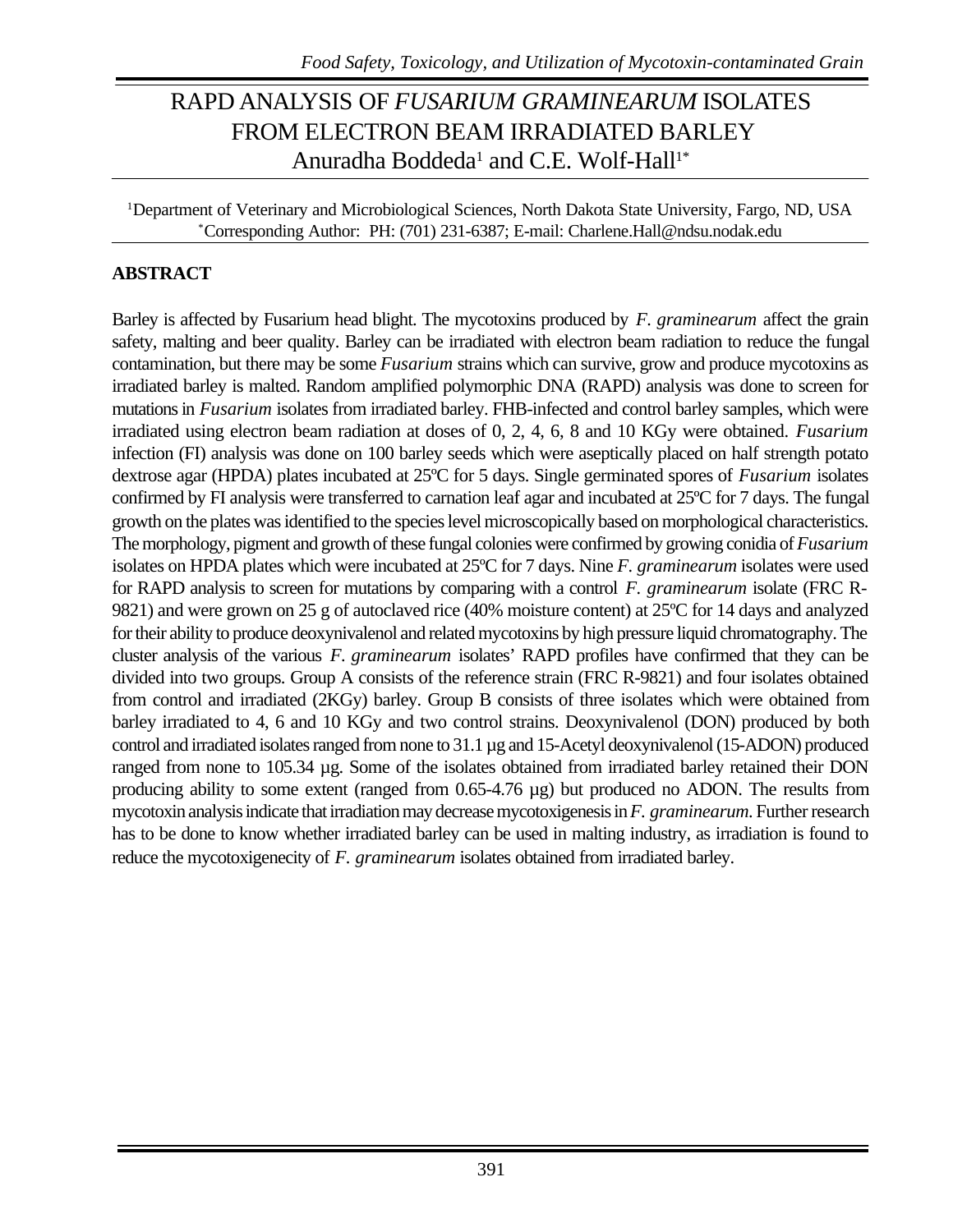# RAPD ANALYSIS OF *FUSARIUM GRAMINEARUM* ISOLATES FROM ELECTRON BEAM IRRADIATED BARLEY

Anuradha Boddeda[1] and C.E. Wolf-Hall[1*]

[1]Department of Veterinary and Microbiological Sciences, North Dakota State University, Fargo, ND, USA
[*]Corresponding Author: PH: (701) 231-6387; E-mail: Charlene.Hall@ndsu.nodak.edu

## ABSTRACT

Barley is affected by Fusarium head blight. The mycotoxins produced by *F. graminearum* affect the grain safety, malting and beer quality. Barley can be irradiated with electron beam radiation to reduce the fungal contamination, but there may be some *Fusarium* strains which can survive, grow and produce mycotoxins as irradiated barley is malted. Random amplified polymorphic DNA (RAPD) analysis was done to screen for mutations in *Fusarium* isolates from irradiated barley. FHB-infected and control barley samples, which were irradiated using electron beam radiation at doses of 0, 2, 4, 6, 8 and 10 KGy were obtained. *Fusarium* infection (FI) analysis was done on 100 barley seeds which were aseptically placed on half strength potato dextrose agar (HPDA) plates incubated at 25ºC for 5 days. Single germinated spores of *Fusarium* isolates confirmed by FI analysis were transferred to carnation leaf agar and incubated at 25ºC for 7 days. The fungal growth on the plates was identified to the species level microscopically based on morphological characteristics. The morphology, pigment and growth of these fungal colonies were confirmed by growing conidia of *Fusarium* isolates on HPDA plates which were incubated at 25ºC for 7 days. Nine *F. graminearum* isolates were used for RAPD analysis to screen for mutations by comparing with a control *F. graminearum* isolate (FRC R-9821) and were grown on 25 g of autoclaved rice (40% moisture content) at 25ºC for 14 days and analyzed for their ability to produce deoxynivalenol and related mycotoxins by high pressure liquid chromatography. The cluster analysis of the various *F. graminearum* isolates' RAPD profiles have confirmed that they can be divided into two groups. Group A consists of the reference strain (FRC R-9821) and four isolates obtained from control and irradiated (2KGy) barley. Group B consists of three isolates which were obtained from barley irradiated to 4, 6 and 10 KGy and two control strains. Deoxynivalenol (DON) produced by both control and irradiated isolates ranged from none to 31.1 µg and 15-Acetyl deoxynivalenol (15-ADON) produced ranged from none to 105.34 µg. Some of the isolates obtained from irradiated barley retained their DON producing ability to some extent (ranged from 0.65-4.76 µg) but produced no ADON. The results from mycotoxin analysis indicate that irradiation may decrease mycotoxigenesis in *F. graminearum*. Further research has to be done to know whether irradiated barley can be used in malting industry, as irradiation is found to reduce the mycotoxigenecity of *F. graminearum* isolates obtained from irradiated barley.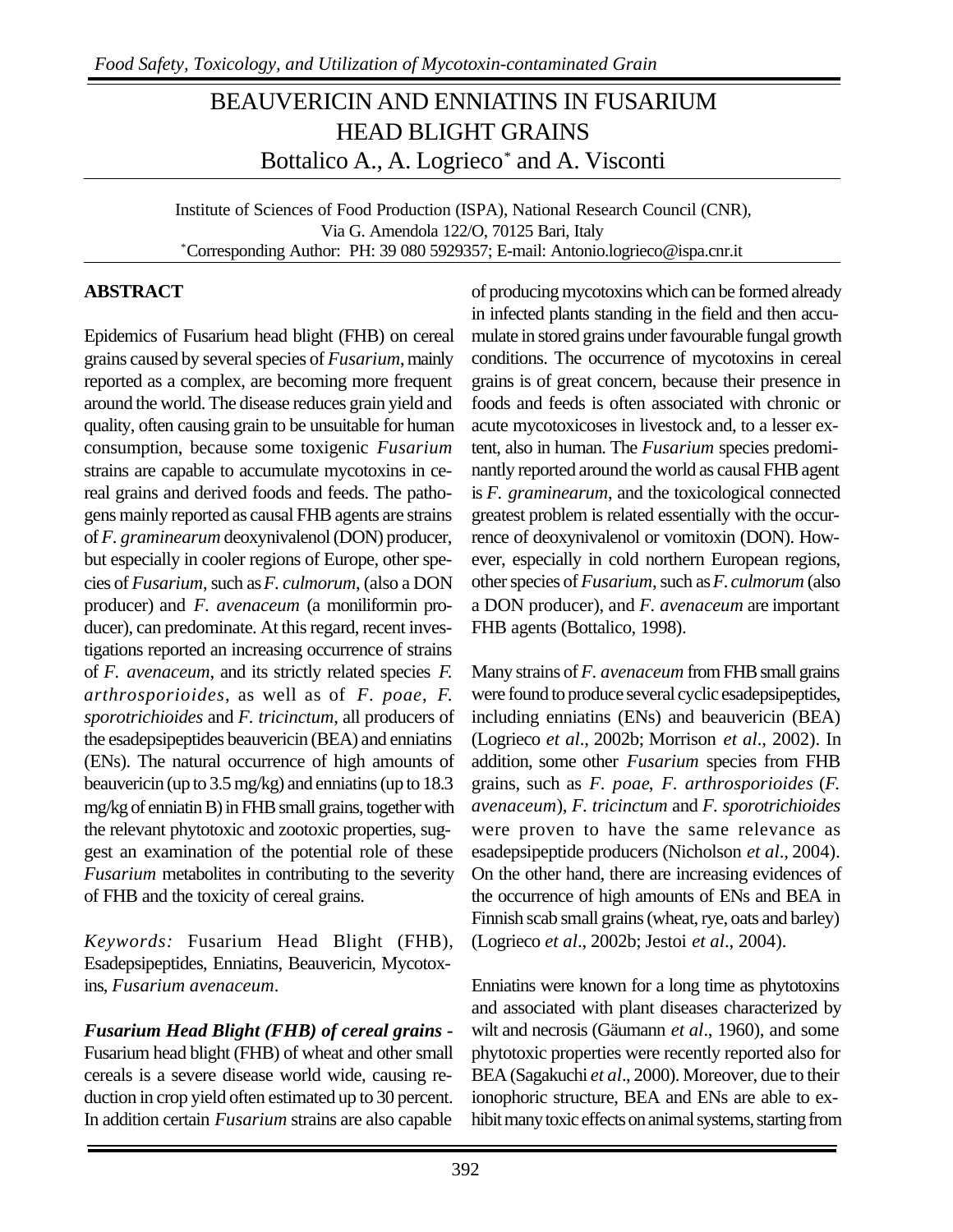# BEAUVERICIN AND ENNIATINS IN FUSARIUM HEAD BLIGHT GRAINS

Bottalico A., A. Logrieco* and A. Visconti

Institute of Sciences of Food Production (ISPA), National Research Council (CNR),
Via G. Amendola 122/O, 70125 Bari, Italy
*Corresponding Author: PH: 39 080 5929357; E-mail: Antonio.logrieco@ispa.cnr.it

## ABSTRACT

Epidemics of Fusarium head blight (FHB) on cereal grains caused by several species of *Fusarium*, mainly reported as a complex, are becoming more frequent around the world. The disease reduces grain yield and quality, often causing grain to be unsuitable for human consumption, because some toxigenic *Fusarium* strains are capable to accumulate mycotoxins in cereal grains and derived foods and feeds. The pathogens mainly reported as causal FHB agents are strains of *F. graminearum* deoxynivalenol (DON) producer, but especially in cooler regions of Europe, other species of *Fusarium*, such as *F. culmorum*, (also a DON producer) and *F. avenaceum* (a moniliformin producer), can predominate. At this regard, recent investigations reported an increasing occurrence of strains of *F. avenaceum*, and its strictly related species *F. arthrosporioides*, as well as of *F. poae*, *F. sporotrichioides* and *F. tricinctum*, all producers of the esadepsipeptides beauvericin (BEA) and enniatins (ENs). The natural occurrence of high amounts of beauvericin (up to 3.5 mg/kg) and enniatins (up to 18.3 mg/kg of enniatin B) in FHB small grains, together with the relevant phytotoxic and zootoxic properties, suggest an examination of the potential role of these *Fusarium* metabolites in contributing to the severity of FHB and the toxicity of cereal grains.

*Keywords:* Fusarium Head Blight (FHB), Esadepsipeptides, Enniatins, Beauvericin, Mycotoxins, *Fusarium avenaceum*.

***Fusarium Head Blight (FHB) of cereal grains -*** Fusarium head blight (FHB) of wheat and other small cereals is a severe disease world wide, causing reduction in crop yield often estimated up to 30 percent. In addition certain *Fusarium* strains are also capable of producing mycotoxins which can be formed already in infected plants standing in the field and then accumulate in stored grains under favourable fungal growth conditions. The occurrence of mycotoxins in cereal grains is of great concern, because their presence in foods and feeds is often associated with chronic or acute mycotoxicoses in livestock and, to a lesser extent, also in human. The *Fusarium* species predominantly reported around the world as causal FHB agent is *F. graminearum*, and the toxicological connected greatest problem is related essentially with the occurrence of deoxynivalenol or vomitoxin (DON). However, especially in cold northern European regions, other species of *Fusarium*, such as *F. culmorum* (also a DON producer), and *F. avenaceum* are important FHB agents (Bottalico, 1998).

Many strains of *F. avenaceum* from FHB small grains were found to produce several cyclic esadepsipeptides, including enniatins (ENs) and beauvericin (BEA) (Logrieco *et al*., 2002b; Morrison *et al*., 2002). In addition, some other *Fusarium* species from FHB grains, such as *F. poae*, *F. arthrosporioides* (*F. avenaceum*), *F. tricinctum* and *F. sporotrichioides* were proven to have the same relevance as esadepsipeptide producers (Nicholson *et al*., 2004). On the other hand, there are increasing evidences of the occurrence of high amounts of ENs and BEA in Finnish scab small grains (wheat, rye, oats and barley) (Logrieco *et al*., 2002b; Jestoi *et al*., 2004).

Enniatins were known for a long time as phytotoxins and associated with plant diseases characterized by wilt and necrosis (Gäumann *et al*., 1960), and some phytotoxic properties were recently reported also for BEA (Sagakuchi *et al*., 2000). Moreover, due to their ionophoric structure, BEA and ENs are able to exhibit many toxic effects on animal systems, starting from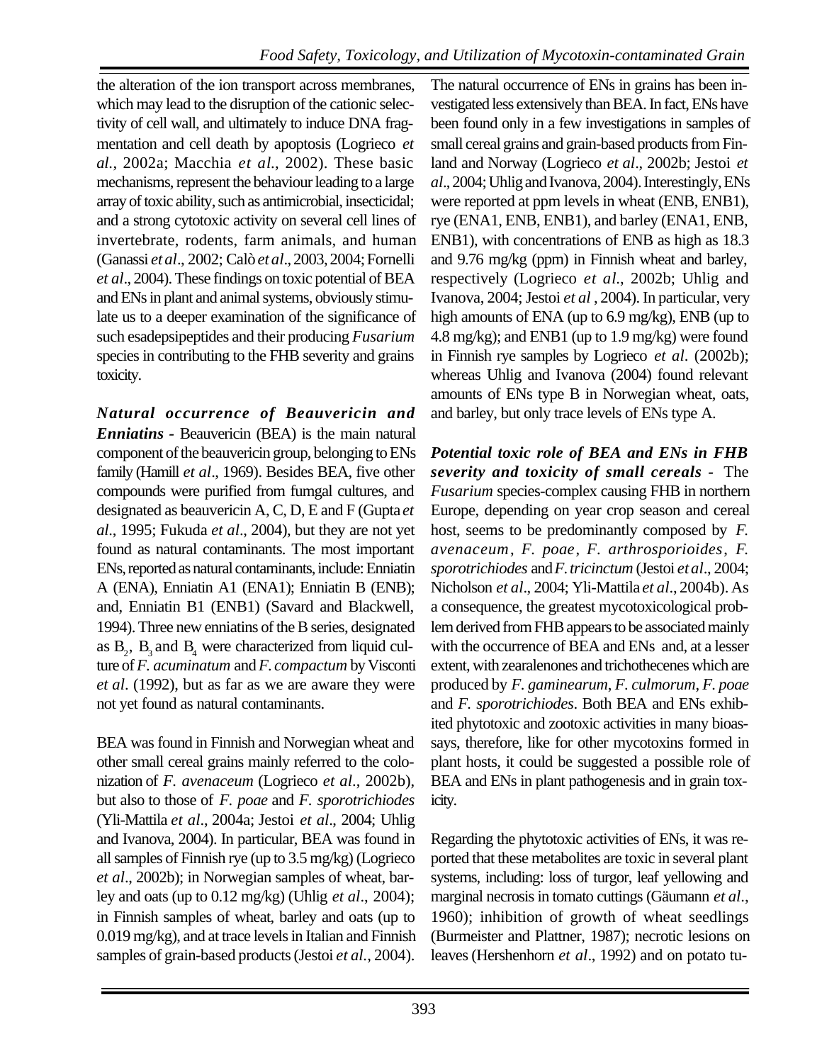the alteration of the ion transport across membranes, which may lead to the disruption of the cationic selectivity of cell wall, and ultimately to induce DNA fragmentation and cell death by apoptosis (Logrieco *et al*., 2002a; Macchia *et al*., 2002). These basic mechanisms, represent the behaviour leading to a large array of toxic ability, such as antimicrobial, insecticidal; and a strong cytotoxic activity on several cell lines of invertebrate, rodents, farm animals, and human (Ganassi *et al*., 2002; Calò *et al*., 2003, 2004; Fornelli *et al*., 2004). These findings on toxic potential of BEA and ENs in plant and animal systems, obviously stimulate us to a deeper examination of the significance of such esadepsipeptides and their producing *Fusarium* species in contributing to the FHB severity and grains toxicity.

***Natural occurrence of Beauvericin and Enniatins*** - Beauvericin (BEA) is the main natural component of the beauvericin group, belonging to ENs family (Hamill *et al*., 1969). Besides BEA, five other compounds were purified from fumgal cultures, and designated as beauvericin A, C, D, E and F (Gupta *et al*., 1995; Fukuda *et al*., 2004), but they are not yet found as natural contaminants. The most important ENs, reported as natural contaminants, include: Enniatin A (ENA), Enniatin A1 (ENA1); Enniatin B (ENB); and, Enniatin B1 (ENB1) (Savard and Blackwell, 1994). Three new enniatins of the B series, designated as $B_2$, $B_3$ and $B_4$ were characterized from liquid culture of *F. acuminatum* and *F. compactum* by Visconti *et al*. (1992), but as far as we are aware they were not yet found as natural contaminants.

BEA was found in Finnish and Norwegian wheat and other small cereal grains mainly referred to the colonization of *F. avenaceum* (Logrieco *et al*., 2002b), but also to those of *F. poae* and *F. sporotrichiodes* (Yli-Mattila *et al*., 2004a; Jestoi *et al*., 2004; Uhlig and Ivanova, 2004). In particular, BEA was found in all samples of Finnish rye (up to 3.5 mg/kg) (Logrieco *et al*., 2002b); in Norwegian samples of wheat, barley and oats (up to 0.12 mg/kg) (Uhlig *et al*., 2004); in Finnish samples of wheat, barley and oats (up to 0.019 mg/kg), and at trace levels in Italian and Finnish samples of grain-based products (Jestoi *et al*., 2004).

The natural occurrence of ENs in grains has been investigated less extensively than BEA. In fact, ENs have been found only in a few investigations in samples of small cereal grains and grain-based products from Finland and Norway (Logrieco *et al*., 2002b; Jestoi *et al*., 2004; Uhlig and Ivanova, 2004). Interestingly, ENs were reported at ppm levels in wheat (ENB, ENB1), rye (ENA1, ENB, ENB1), and barley (ENA1, ENB, ENB1), with concentrations of ENB as high as 18.3 and 9.76 mg/kg (ppm) in Finnish wheat and barley, respectively (Logrieco *et al*., 2002b; Uhlig and Ivanova, 2004; Jestoi *et al* , 2004). In particular, very high amounts of ENA (up to 6.9 mg/kg), ENB (up to 4.8 mg/kg); and ENB1 (up to 1.9 mg/kg) were found in Finnish rye samples by Logrieco *et al*. (2002b); whereas Uhlig and Ivanova (2004) found relevant amounts of ENs type B in Norwegian wheat, oats, and barley, but only trace levels of ENs type A.

***Potential toxic role of BEA and ENs in FHB severity and toxicity of small cereals*** - The *Fusarium* species-complex causing FHB in northern Europe, depending on year crop season and cereal host, seems to be predominantly composed by *F. avenaceum*, *F. poae*, *F. arthrosporioides*, *F. sporotrichiodes* and *F. tricinctum* (Jestoi *et al*., 2004; Nicholson *et al*., 2004; Yli-Mattila *et al*., 2004b). As a consequence, the greatest mycotoxicological problem derived from FHB appears to be associated mainly with the occurrence of BEA and ENs and, at a lesser extent, with zearalenones and trichothecenes which are produced by *F. gaminearum*, *F. culmorum*, *F. poae* and *F. sporotrichiodes*. Both BEA and ENs exhibited phytotoxic and zootoxic activities in many bioassays, therefore, like for other mycotoxins formed in plant hosts, it could be suggested a possible role of BEA and ENs in plant pathogenesis and in grain toxicity.

Regarding the phytotoxic activities of ENs, it was reported that these metabolites are toxic in several plant systems, including: loss of turgor, leaf yellowing and marginal necrosis in tomato cuttings (Gäumann *et al*., 1960); inhibition of growth of wheat seedlings (Burmeister and Plattner, 1987); necrotic lesions on leaves (Hershenhorn *et al*., 1992) and on potato tu-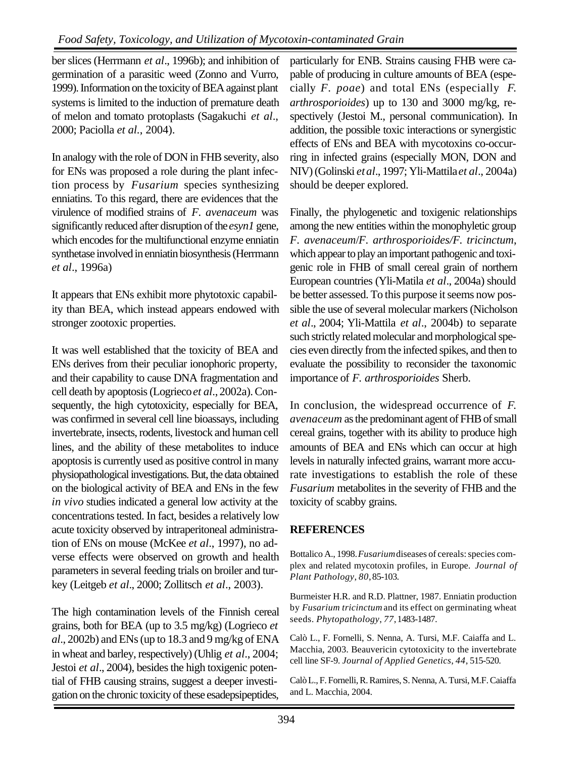ber slices (Herrmann *et al*., 1996b); and inhibition of germination of a parasitic weed (Zonno and Vurro, 1999). Information on the toxicity of BEA against plant systems is limited to the induction of premature death of melon and tomato protoplasts (Sagakuchi *et al*., 2000; Paciolla *et al*., 2004).

In analogy with the role of DON in FHB severity, also for ENs was proposed a role during the plant infection process by *Fusarium* species synthesizing enniatins. To this regard, there are evidences that the virulence of modified strains of *F. avenaceum* was significantly reduced after disruption of the *esyn1* gene, which encodes for the multifunctional enzyme enniatin synthetase involved in enniatin biosynthesis (Herrmann *et al*., 1996a)

It appears that ENs exhibit more phytotoxic capability than BEA, which instead appears endowed with stronger zootoxic properties.

It was well established that the toxicity of BEA and ENs derives from their peculiar ionophoric property, and their capability to cause DNA fragmentation and cell death by apoptosis (Logrieco *et al*., 2002a). Consequently, the high cytotoxicity, especially for BEA, was confirmed in several cell line bioassays, including invertebrate, insects, rodents, livestock and human cell lines, and the ability of these metabolites to induce apoptosis is currently used as positive control in many physiopathological investigations. But, the data obtained on the biological activity of BEA and ENs in the few *in vivo* studies indicated a general low activity at the concentrations tested. In fact, besides a relatively low acute toxicity observed by intraperitoneal administration of ENs on mouse (McKee *et al*., 1997), no adverse effects were observed on growth and health parameters in several feeding trials on broiler and turkey (Leitgeb *et al*., 2000; Zollitsch *et al*., 2003).

The high contamination levels of the Finnish cereal grains, both for BEA (up to 3.5 mg/kg) (Logrieco *et al*., 2002b) and ENs (up to 18.3 and 9 mg/kg of ENA in wheat and barley, respectively) (Uhlig *et al*., 2004; Jestoi *et al*., 2004), besides the high toxigenic potential of FHB causing strains, suggest a deeper investigation on the chronic toxicity of these esadepsipeptides, particularly for ENB. Strains causing FHB were capable of producing in culture amounts of BEA (especially *F. poae*) and total ENs (especially *F. arthrosporioides*) up to 130 and 3000 mg/kg, respectively (Jestoi M., personal communication). In addition, the possible toxic interactions or synergistic effects of ENs and BEA with mycotoxins co-occurring in infected grains (especially MON, DON and NIV) (Golinski *et al*., 1997; Yli-Mattila *et al*., 2004a) should be deeper explored.

Finally, the phylogenetic and toxigenic relationships among the new entities within the monophyletic group *F. avenaceum*/*F. arthrosporioides/F. tricinctum*, which appear to play an important pathogenic and toxigenic role in FHB of small cereal grain of northern European countries (Yli-Matila *et al*., 2004a) should be better assessed. To this purpose it seems now possible the use of several molecular markers (Nicholson *et al*., 2004; Yli-Mattila *et al*., 2004b) to separate such strictly related molecular and morphological species even directly from the infected spikes, and then to evaluate the possibility to reconsider the taxonomic importance of *F. arthrosporioides* Sherb.

In conclusion, the widespread occurrence of *F. avenaceum* as the predominant agent of FHB of small cereal grains, together with its ability to produce high amounts of BEA and ENs which can occur at high levels in naturally infected grains, warrant more accurate investigations to establish the role of these *Fusarium* metabolites in the severity of FHB and the toxicity of scabby grains.

## REFERENCES

Bottalico A., 1998. *Fusarium* diseases of cereals: species complex and related mycotoxin profiles, in Europe. *Journal of Plant Pathology*, *80*, 85-103.

Burmeister H.R. and R.D. Plattner, 1987. Enniatin production by *Fusarium tricinctum* and its effect on germinating wheat seeds. *Phytopathology*, *77*, 1483-1487.

Calò L., F. Fornelli, S. Nenna, A. Tursi, M.F. Caiaffa and L. Macchia, 2003. Beauvericin cytotoxicity to the invertebrate cell line SF-9. *Journal of Applied Genetics*, *44*, 515-520.

Calò L., F. Fornelli, R. Ramires, S. Nenna, A. Tursi, M.F. Caiaffa and L. Macchia, 2004.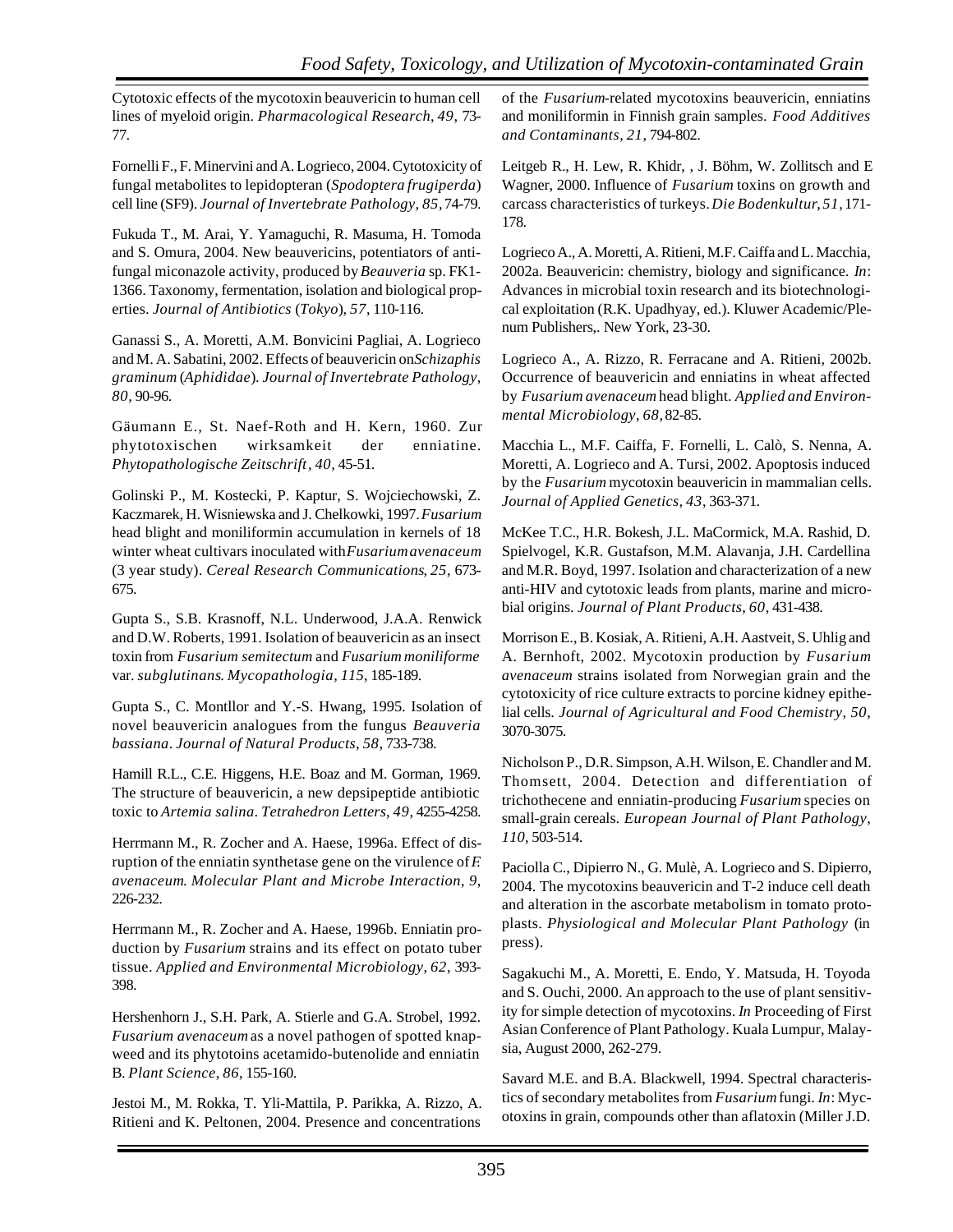Cytotoxic effects of the mycotoxin beauvericin to human cell lines of myeloid origin. *Pharmacological Research*, *49*, 73-77.

Fornelli F., F. Minervini and A. Logrieco, 2004. Cytotoxicity of fungal metabolites to lepidopteran (*Spodoptera frugiperda*) cell line (SF9). *Journal of Invertebrate Pathology*, *85*, 74-79.

Fukuda T., M. Arai, Y. Yamaguchi, R. Masuma, H. Tomoda and S. Omura, 2004. New beauvericins, potentiators of antifungal miconazole activity, produced by *Beauveria* sp. FK1-1366. Taxonomy, fermentation, isolation and biological properties. *Journal of Antibiotics* (*Tokyo*), *57*, 110-116.

Ganassi S., A. Moretti, A.M. Bonvicini Pagliai, A. Logrieco and M. A. Sabatini, 2002. Effects of beauvericin on *Schizaphis graminum* (*Aphididae*). *Journal of Invertebrate Pathology*, *80*, 90-96.

Gäumann E., St. Naef-Roth and H. Kern, 1960. Zur phytotoxischen wirksamkeit der enniatine. *Phytopathologische Zeitschrift*, *40*, 45-51.

Golinski P., M. Kostecki, P. Kaptur, S. Wojciechowski, Z. Kaczmarek, H. Wisniewska and J. Chelkowki, 1997. *Fusarium* head blight and moniliformin accumulation in kernels of 18 winter wheat cultivars inoculated with *Fusarium avenaceum* (3 year study). *Cereal Research Communications*, *25*, 673-675.

Gupta S., S.B. Krasnoff, N.L. Underwood, J.A.A. Renwick and D.W. Roberts, 1991. Isolation of beauvericin as an insect toxin from *Fusarium semitectum* and *Fusarium moniliforme* var. *subglutinans*. *Mycopathologia*, *115*, 185-189.

Gupta S., C. Montllor and Y.-S. Hwang, 1995. Isolation of novel beauvericin analogues from the fungus *Beauveria bassiana*. *Journal of Natural Products*, *58*, 733-738.

Hamill R.L., C.E. Higgens, H.E. Boaz and M. Gorman, 1969. The structure of beauvericin, a new depsipeptide antibiotic toxic to *Artemia salina*. *Tetrahedron Letters*, *49*, 4255-4258.

Herrmann M., R. Zocher and A. Haese, 1996a. Effect of disruption of the enniatin synthetase gene on the virulence of *F. avenaceum*. *Molecular Plant and Microbe Interaction*, *9*, 226-232.

Herrmann M., R. Zocher and A. Haese, 1996b. Enniatin production by *Fusarium* strains and its effect on potato tuber tissue. *Applied and Environmental Microbiology*, *62*, 393-398.

Hershenhorn J., S.H. Park, A. Stierle and G.A. Strobel, 1992. *Fusarium avenaceum* as a novel pathogen of spotted knapweed and its phytotoins acetamido-butenolide and enniatin B. *Plant Science*, *86*, 155-160.

Jestoi M., M. Rokka, T. Yli-Mattila, P. Parikka, A. Rizzo, A. Ritieni and K. Peltonen, 2004. Presence and concentrations of the *Fusarium*-related mycotoxins beauvericin, enniatins and moniliformin in Finnish grain samples. *Food Additives and Contaminants*, *21*, 794-802.

Leitgeb R., H. Lew, R. Khidr, , J. Böhm, W. Zollitsch and E Wagner, 2000. Influence of *Fusarium* toxins on growth and carcass characteristics of turkeys. *Die Bodenkultur*, *51*, 171-178.

Logrieco A., A. Moretti, A. Ritieni, M.F. Caiffa and L. Macchia, 2002a. Beauvericin: chemistry, biology and significance. *In*: Advances in microbial toxin research and its biotechnological exploitation (R.K. Upadhyay, ed.). Kluwer Academic/Plenum Publishers,. New York, 23-30.

Logrieco A., A. Rizzo, R. Ferracane and A. Ritieni, 2002b. Occurrence of beauvericin and enniatins in wheat affected by *Fusarium avenaceum* head blight. *Applied and Environmental Microbiology*, *68*, 82-85.

Macchia L., M.F. Caiffa, F. Fornelli, L. Calò, S. Nenna, A. Moretti, A. Logrieco and A. Tursi, 2002. Apoptosis induced by the *Fusarium* mycotoxin beauvericin in mammalian cells. *Journal of Applied Genetics*, *43*, 363-371.

McKee T.C., H.R. Bokesh, J.L. MaCormick, M.A. Rashid, D. Spielvogel, K.R. Gustafson, M.M. Alavanja, J.H. Cardellina and M.R. Boyd, 1997. Isolation and characterization of a new anti-HIV and cytotoxic leads from plants, marine and microbial origins. *Journal of Plant Products*, *60*, 431-438.

Morrison E., B. Kosiak, A. Ritieni, A.H. Aastveit, S. Uhlig and A. Bernhoft, 2002. Mycotoxin production by *Fusarium avenaceum* strains isolated from Norwegian grain and the cytotoxicity of rice culture extracts to porcine kidney epithelial cells. *Journal of Agricultural and Food Chemistry*, *50*, 3070-3075.

Nicholson P., D.R. Simpson, A.H. Wilson, E. Chandler and M. Thomsett, 2004. Detection and differentiation of trichothecene and enniatin-producing *Fusarium* species on small-grain cereals. *European Journal of Plant Pathology*, *110*, 503-514.

Paciolla C., Dipierro N., G. Mulè, A. Logrieco and S. Dipierro, 2004. The mycotoxins beauvericin and T-2 induce cell death and alteration in the ascorbate metabolism in tomato protoplasts. *Physiological and Molecular Plant Pathology* (in press).

Sagakuchi M., A. Moretti, E. Endo, Y. Matsuda, H. Toyoda and S. Ouchi, 2000. An approach to the use of plant sensitivity for simple detection of mycotoxins. *In* Proceeding of First Asian Conference of Plant Pathology. Kuala Lumpur, Malaysia, August 2000, 262-279.

Savard M.E. and B.A. Blackwell, 1994. Spectral characteristics of secondary metabolites from *Fusarium* fungi. *In*: Mycotoxins in grain, compounds other than aflatoxin (Miller J.D.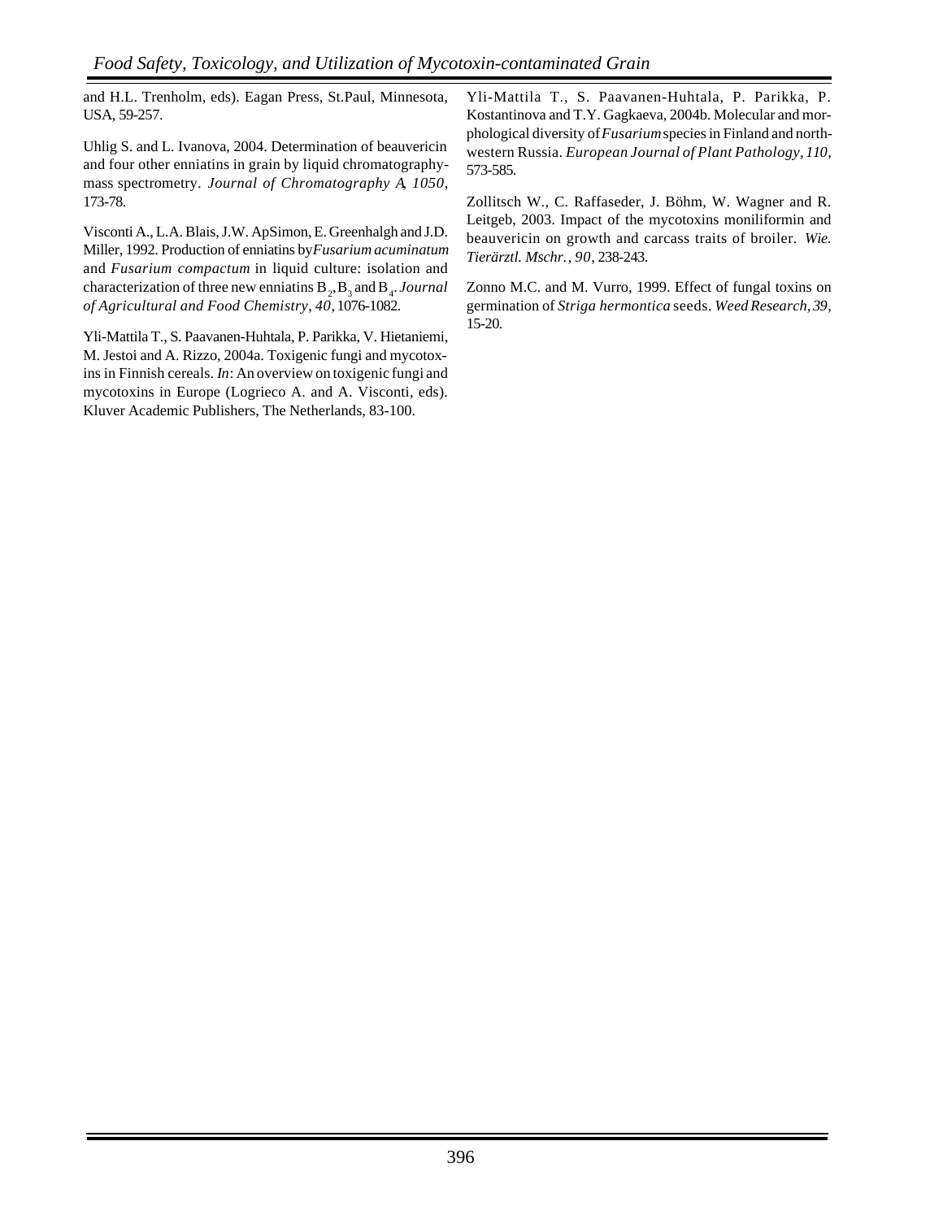and H.L. Trenholm, eds). Eagan Press, St.Paul, Minnesota, USA, 59-257.

Uhlig S. and L. Ivanova, 2004. Determination of beauvericin and four other enniatins in grain by liquid chromatography-mass spectrometry. *Journal of Chromatography A*, *1050*, 173-78.

Visconti A., L.A. Blais, J.W. ApSimon, E. Greenhalgh and J.D. Miller, 1992. Production of enniatins by *Fusarium acuminatum* and *Fusarium compactum* in liquid culture: isolation and characterization of three new enniatins $B_2$, $B_3$ and $B_4$. *Journal of Agricultural and Food Chemistry*, *40*, 1076-1082.

Yli-Mattila T., S. Paavanen-Huhtala, P. Parikka, V. Hietaniemi, M. Jestoi and A. Rizzo, 2004a. Toxigenic fungi and mycotoxins in Finnish cereals. *In*: An overview on toxigenic fungi and mycotoxins in Europe (Logrieco A. and A. Visconti, eds). Kluver Academic Publishers, The Netherlands, 83-100.

Yli-Mattila T., S. Paavanen-Huhtala, P. Parikka, P. Kostantinova and T.Y. Gagkaeva, 2004b. Molecular and morphological diversity of *Fusarium* species in Finland and north-western Russia. *European Journal of Plant Pathology*, *110*, 573-585.

Zollitsch W., C. Raffaseder, J. Böhm, W. Wagner and R. Leitgeb, 2003. Impact of the mycotoxins moniliformin and beauvericin on growth and carcass traits of broiler. *Wie. Tierärztl. Mschr.*, *90*, 238-243.

Zonno M.C. and M. Vurro, 1999. Effect of fungal toxins on germination of *Striga hermontica* seeds. *Weed Research*, *39*, 15-20.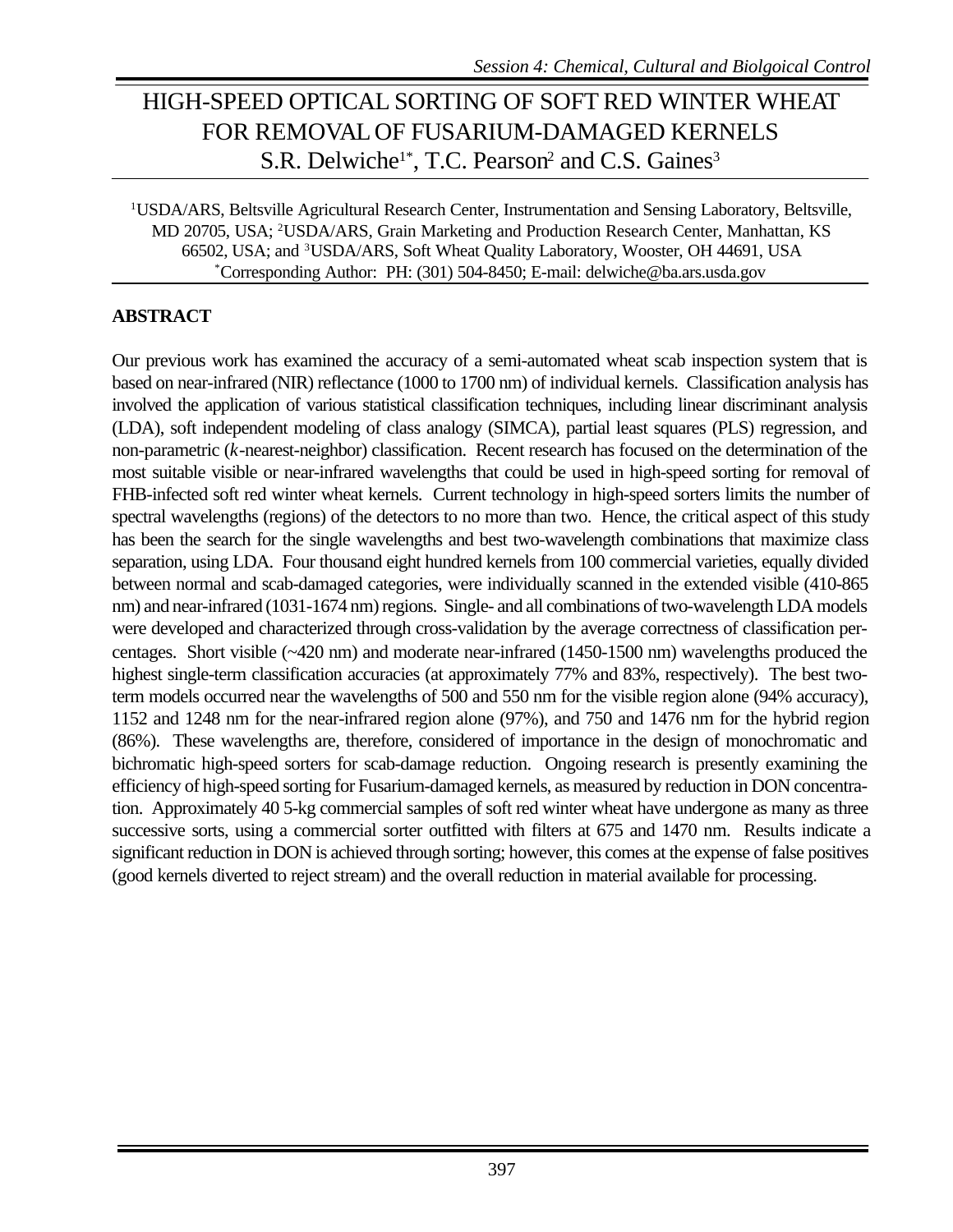# HIGH-SPEED OPTICAL SORTING OF SOFT RED WINTER WHEAT FOR REMOVAL OF FUSARIUM-DAMAGED KERNELS

S.R. Delwiche[1*], T.C. Pearson[2] and C.S. Gaines[3]

[1]USDA/ARS, Beltsville Agricultural Research Center, Instrumentation and Sensing Laboratory, Beltsville, MD 20705, USA; [2]USDA/ARS, Grain Marketing and Production Research Center, Manhattan, KS 66502, USA; and [3]USDA/ARS, Soft Wheat Quality Laboratory, Wooster, OH 44691, USA
[*]Corresponding Author: PH: (301) 504-8450; E-mail: delwiche@ba.ars.usda.gov

## ABSTRACT

Our previous work has examined the accuracy of a semi-automated wheat scab inspection system that is based on near-infrared (NIR) reflectance (1000 to 1700 nm) of individual kernels. Classification analysis has involved the application of various statistical classification techniques, including linear discriminant analysis (LDA), soft independent modeling of class analogy (SIMCA), partial least squares (PLS) regression, and non-parametric (*k*-nearest-neighbor) classification. Recent research has focused on the determination of the most suitable visible or near-infrared wavelengths that could be used in high-speed sorting for removal of FHB-infected soft red winter wheat kernels. Current technology in high-speed sorters limits the number of spectral wavelengths (regions) of the detectors to no more than two. Hence, the critical aspect of this study has been the search for the single wavelengths and best two-wavelength combinations that maximize class separation, using LDA. Four thousand eight hundred kernels from 100 commercial varieties, equally divided between normal and scab-damaged categories, were individually scanned in the extended visible (410-865 nm) and near-infrared (1031-1674 nm) regions. Single- and all combinations of two-wavelength LDA models were developed and characterized through cross-validation by the average correctness of classification percentages. Short visible (~420 nm) and moderate near-infrared (1450-1500 nm) wavelengths produced the highest single-term classification accuracies (at approximately 77% and 83%, respectively). The best two-term models occurred near the wavelengths of 500 and 550 nm for the visible region alone (94% accuracy), 1152 and 1248 nm for the near-infrared region alone (97%), and 750 and 1476 nm for the hybrid region (86%). These wavelengths are, therefore, considered of importance in the design of monochromatic and bichromatic high-speed sorters for scab-damage reduction. Ongoing research is presently examining the efficiency of high-speed sorting for Fusarium-damaged kernels, as measured by reduction in DON concentration. Approximately 40 5-kg commercial samples of soft red winter wheat have undergone as many as three successive sorts, using a commercial sorter outfitted with filters at 675 and 1470 nm. Results indicate a significant reduction in DON is achieved through sorting; however, this comes at the expense of false positives (good kernels diverted to reject stream) and the overall reduction in material available for processing.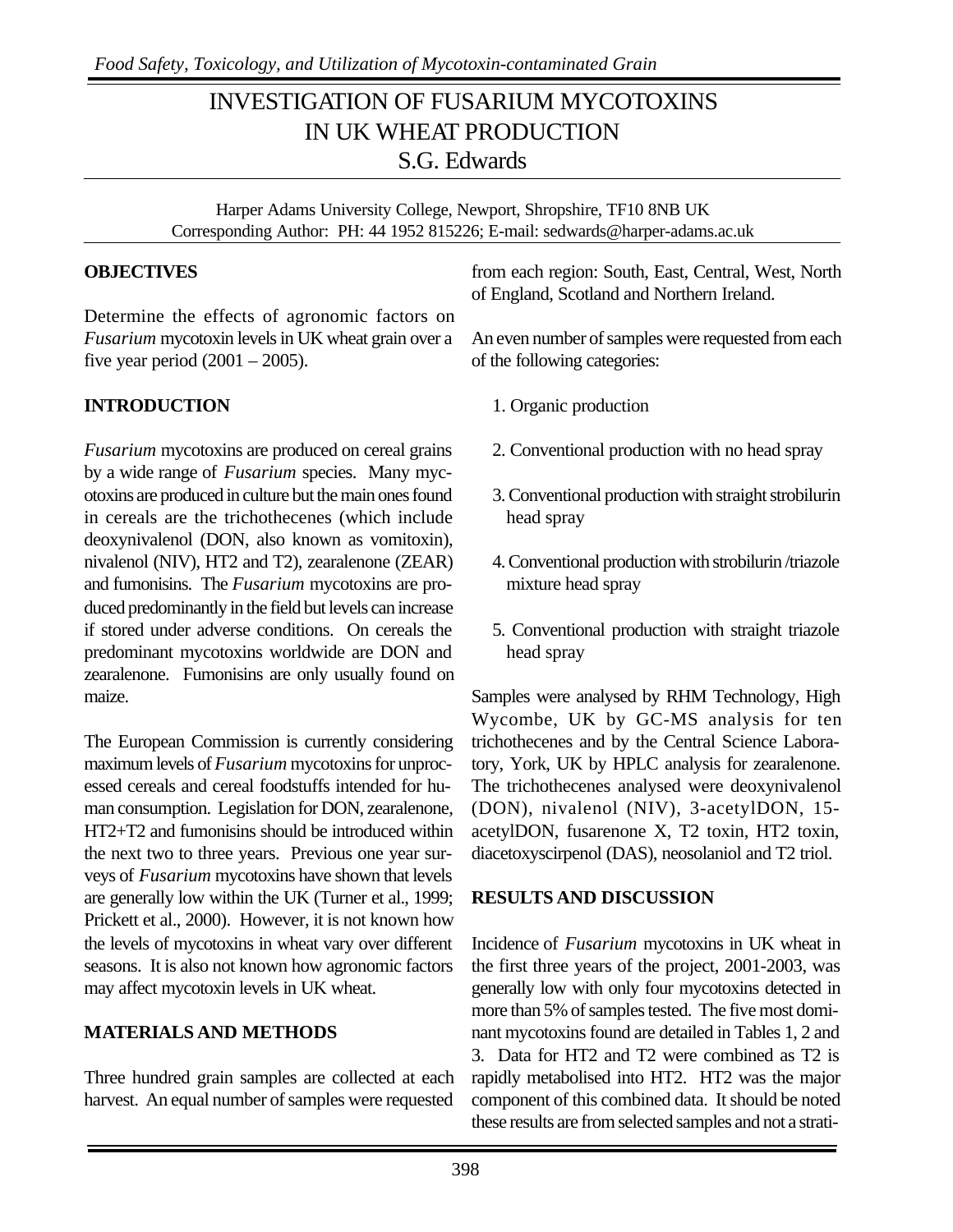# INVESTIGATION OF FUSARIUM MYCOTOXINS IN UK WHEAT PRODUCTION

S.G. Edwards

Harper Adams University College, Newport, Shropshire, TF10 8NB UK
Corresponding Author: PH: 44 1952 815226; E-mail: sedwards@harper-adams.ac.uk

## OBJECTIVES

Determine the effects of agronomic factors on *Fusarium* mycotoxin levels in UK wheat grain over a five year period (2001 – 2005).

## INTRODUCTION

*Fusarium* mycotoxins are produced on cereal grains by a wide range of *Fusarium* species. Many mycotoxins are produced in culture but the main ones found in cereals are the trichothecenes (which include deoxynivalenol (DON, also known as vomitoxin), nivalenol (NIV), HT2 and T2), zearalenone (ZEAR) and fumonisins. The *Fusarium* mycotoxins are produced predominantly in the field but levels can increase if stored under adverse conditions. On cereals the predominant mycotoxins worldwide are DON and zearalenone. Fumonisins are only usually found on maize.

The European Commission is currently considering maximum levels of *Fusarium* mycotoxins for unprocessed cereals and cereal foodstuffs intended for human consumption. Legislation for DON, zearalenone, HT2+T2 and fumonisins should be introduced within the next two to three years. Previous one year surveys of *Fusarium* mycotoxins have shown that levels are generally low within the UK (Turner et al., 1999; Prickett et al., 2000). However, it is not known how the levels of mycotoxins in wheat vary over different seasons. It is also not known how agronomic factors may affect mycotoxin levels in UK wheat.

## MATERIALS AND METHODS

Three hundred grain samples are collected at each harvest. An equal number of samples were requested from each region: South, East, Central, West, North of England, Scotland and Northern Ireland.

An even number of samples were requested from each of the following categories:

1. Organic production
2. Conventional production with no head spray
3. Conventional production with straight strobilurin head spray
4. Conventional production with strobilurin /triazole mixture head spray
5. Conventional production with straight triazole head spray

Samples were analysed by RHM Technology, High Wycombe, UK by GC-MS analysis for ten trichothecenes and by the Central Science Laboratory, York, UK by HPLC analysis for zearalenone. The trichothecenes analysed were deoxynivalenol (DON), nivalenol (NIV), 3-acetylDON, 15-acetylDON, fusarenone X, T2 toxin, HT2 toxin, diacetoxyscirpenol (DAS), neosolaniol and T2 triol.

## RESULTS AND DISCUSSION

Incidence of *Fusarium* mycotoxins in UK wheat in the first three years of the project, 2001-2003, was generally low with only four mycotoxins detected in more than 5% of samples tested. The five most dominant mycotoxins found are detailed in Tables 1, 2 and 3. Data for HT2 and T2 were combined as T2 is rapidly metabolised into HT2. HT2 was the major component of this combined data. It should be noted these results are from selected samples and not a strati-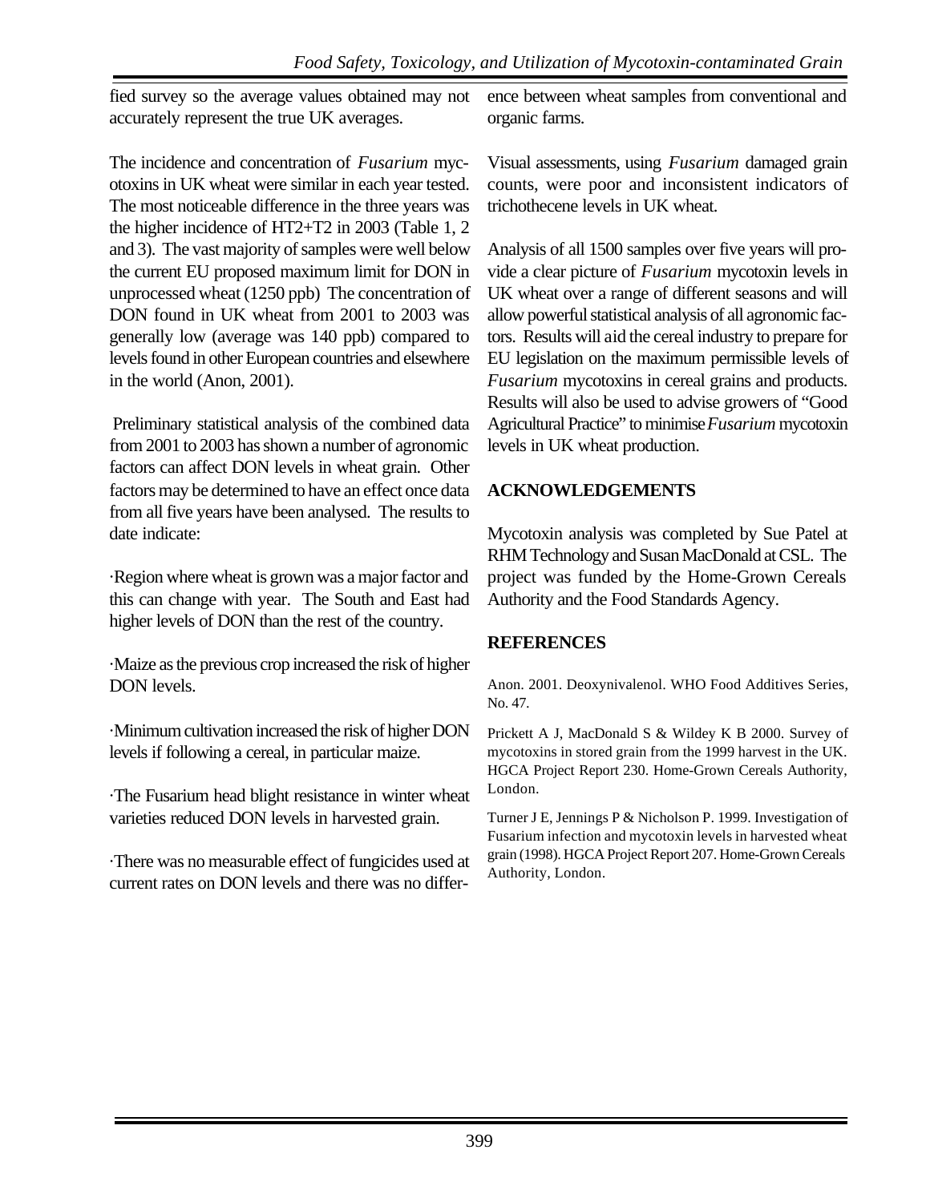fied survey so the average values obtained may not accurately represent the true UK averages.

The incidence and concentration of *Fusarium* mycotoxins in UK wheat were similar in each year tested. The most noticeable difference in the three years was the higher incidence of HT2+T2 in 2003 (Table 1, 2 and 3). The vast majority of samples were well below the current EU proposed maximum limit for DON in unprocessed wheat (1250 ppb) The concentration of DON found in UK wheat from 2001 to 2003 was generally low (average was 140 ppb) compared to levels found in other European countries and elsewhere in the world (Anon, 2001).

Preliminary statistical analysis of the combined data from 2001 to 2003 has shown a number of agronomic factors can affect DON levels in wheat grain. Other factors may be determined to have an effect once data from all five years have been analysed. The results to date indicate:

·Region where wheat is grown was a major factor and this can change with year. The South and East had higher levels of DON than the rest of the country.

·Maize as the previous crop increased the risk of higher DON levels.

·Minimum cultivation increased the risk of higher DON levels if following a cereal, in particular maize.

·The Fusarium head blight resistance in winter wheat varieties reduced DON levels in harvested grain.

·There was no measurable effect of fungicides used at current rates on DON levels and there was no difference between wheat samples from conventional and organic farms.

Visual assessments, using *Fusarium* damaged grain counts, were poor and inconsistent indicators of trichothecene levels in UK wheat.

Analysis of all 1500 samples over five years will provide a clear picture of *Fusarium* mycotoxin levels in UK wheat over a range of different seasons and will allow powerful statistical analysis of all agronomic factors. Results will aid the cereal industry to prepare for EU legislation on the maximum permissible levels of *Fusarium* mycotoxins in cereal grains and products. Results will also be used to advise growers of "Good Agricultural Practice" to minimise *Fusarium* mycotoxin levels in UK wheat production.

## ACKNOWLEDGEMENTS

Mycotoxin analysis was completed by Sue Patel at RHM Technology and Susan MacDonald at CSL. The project was funded by the Home-Grown Cereals Authority and the Food Standards Agency.

## REFERENCES

Anon. 2001. Deoxynivalenol. WHO Food Additives Series, No. 47.

Prickett A J, MacDonald S & Wildey K B 2000. Survey of mycotoxins in stored grain from the 1999 harvest in the UK. HGCA Project Report 230. Home-Grown Cereals Authority, London.

Turner J E, Jennings P & Nicholson P. 1999. Investigation of Fusarium infection and mycotoxin levels in harvested wheat grain (1998). HGCA Project Report 207. Home-Grown Cereals Authority, London.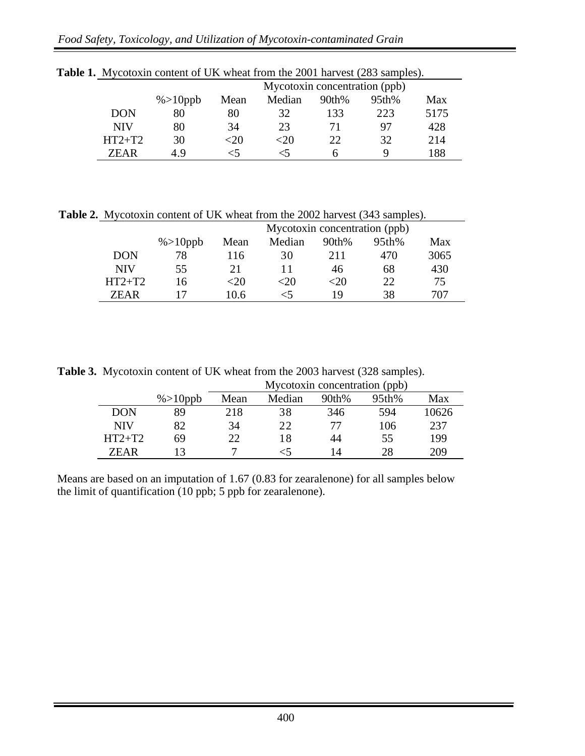**Table 1.** Mycotoxin content of UK wheat from the 2001 harvest (283 samples).

| | | Mycotoxin concentration (ppb) | | | | |
|---|---|---|---|---|---|---|
| | %>10ppb | Mean | Median | 90th% | 95th% | Max |
| DON | 80 | 80 | 32 | 133 | 223 | 5175 |
| NIV | 80 | 34 | 23 | 71 | 97 | 428 |
| HT2+T2 | 30 | <20 | <20 | 22 | 32 | 214 |
| ZEAR | 4.9 | <5 | <5 | 6 | 9 | 188 |

**Table 2.** Mycotoxin content of UK wheat from the 2002 harvest (343 samples).

| | | Mycotoxin concentration (ppb) | | | | |
|---|---|---|---|---|---|---|
| | %>10ppb | Mean | Median | 90th% | 95th% | Max |
| DON | 78 | 116 | 30 | 211 | 470 | 3065 |
| NIV | 55 | 21 | 11 | 46 | 68 | 430 |
| HT2+T2 | 16 | <20 | <20 | <20 | 22 | 75 |
| ZEAR | 17 | 10.6 | <5 | 19 | 38 | 707 |

**Table 3.** Mycotoxin content of UK wheat from the 2003 harvest (328 samples).

| | | Mycotoxin concentration (ppb) | | | | |
|---|---|---|---|---|---|---|
| | %>10ppb | Mean | Median | 90th% | 95th% | Max |
| DON | 89 | 218 | 38 | 346 | 594 | 10626 |
| NIV | 82 | 34 | 22 | 77 | 106 | 237 |
| HT2+T2 | 69 | 22 | 18 | 44 | 55 | 199 |
| ZEAR | 13 | 7 | <5 | 14 | 28 | 209 |

Means are based on an imputation of 1.67 (0.83 for zearalenone) for all samples below the limit of quantification (10 ppb; 5 ppb for zearalenone).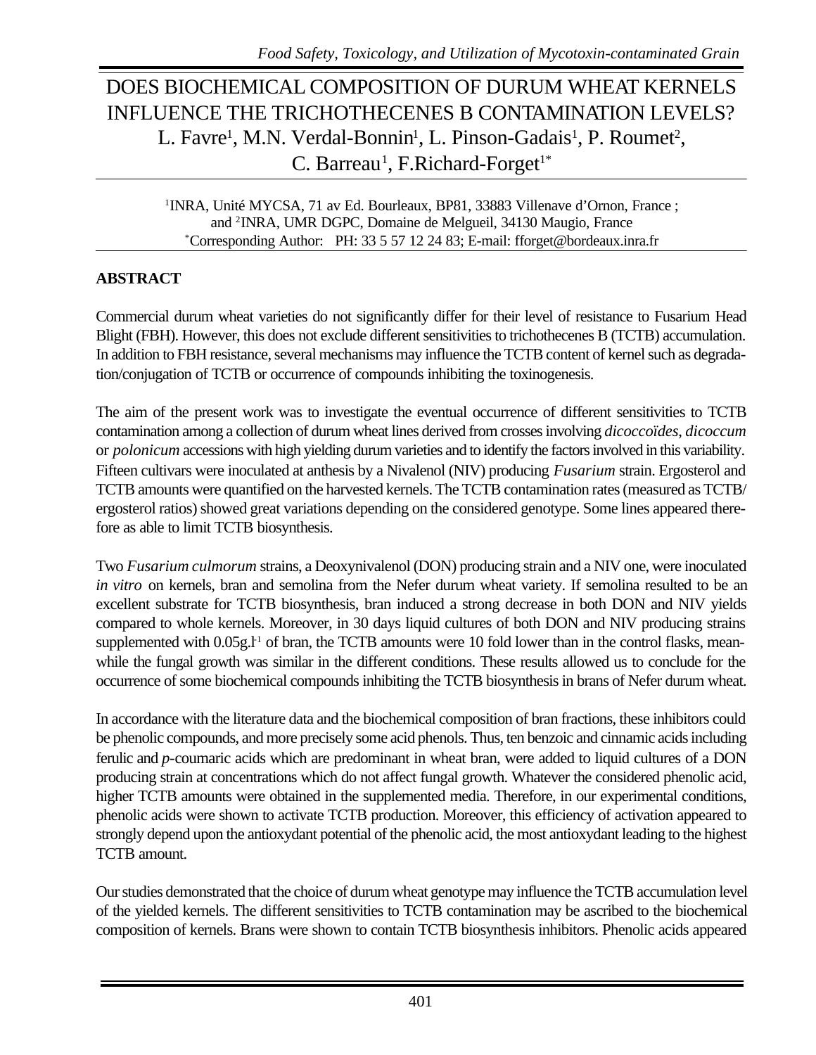# DOES BIOCHEMICAL COMPOSITION OF DURUM WHEAT KERNELS INFLUENCE THE TRICHOTHECENES B CONTAMINATION LEVELS?

L. Favre[1], M.N. Verdal-Bonnin[1], L. Pinson-Gadais[1], P. Roumet[2], C. Barreau[1], F.Richard-Forget[1*]

[1]INRA, Unité MYCSA, 71 av Ed. Bourleaux, BP81, 33883 Villenave d'Ornon, France ; and [2]INRA, UMR DGPC, Domaine de Melgueil, 34130 Maugio, France
[*]Corresponding Author: PH: 33 5 57 12 24 83; E-mail: fforget@bordeaux.inra.fr

## ABSTRACT

Commercial durum wheat varieties do not significantly differ for their level of resistance to Fusarium Head Blight (FBH). However, this does not exclude different sensitivities to trichothecenes B (TCTB) accumulation. In addition to FBH resistance, several mechanisms may influence the TCTB content of kernel such as degradation/conjugation of TCTB or occurrence of compounds inhibiting the toxinogenesis.

The aim of the present work was to investigate the eventual occurrence of different sensitivities to TCTB contamination among a collection of durum wheat lines derived from crosses involving *dicoccoïdes*, *dicoccum* or *polonicum* accessions with high yielding durum varieties and to identify the factors involved in this variability. Fifteen cultivars were inoculated at anthesis by a Nivalenol (NIV) producing *Fusarium* strain. Ergosterol and TCTB amounts were quantified on the harvested kernels. The TCTB contamination rates (measured as TCTB/ergosterol ratios) showed great variations depending on the considered genotype. Some lines appeared therefore as able to limit TCTB biosynthesis.

Two *Fusarium culmorum* strains, a Deoxynivalenol (DON) producing strain and a NIV one, were inoculated *in vitro* on kernels, bran and semolina from the Nefer durum wheat variety. If semolina resulted to be an excellent substrate for TCTB biosynthesis, bran induced a strong decrease in both DON and NIV yields compared to whole kernels. Moreover, in 30 days liquid cultures of both DON and NIV producing strains supplemented with $0.05 g.l^{-1}$ of bran, the TCTB amounts were 10 fold lower than in the control flasks, meanwhile the fungal growth was similar in the different conditions. These results allowed us to conclude for the occurrence of some biochemical compounds inhibiting the TCTB biosynthesis in brans of Nefer durum wheat.

In accordance with the literature data and the biochemical composition of bran fractions, these inhibitors could be phenolic compounds, and more precisely some acid phenols. Thus, ten benzoic and cinnamic acids including ferulic and *p*-coumaric acids which are predominant in wheat bran, were added to liquid cultures of a DON producing strain at concentrations which do not affect fungal growth. Whatever the considered phenolic acid, higher TCTB amounts were obtained in the supplemented media. Therefore, in our experimental conditions, phenolic acids were shown to activate TCTB production. Moreover, this efficiency of activation appeared to strongly depend upon the antioxydant potential of the phenolic acid, the most antioxydant leading to the highest TCTB amount.

Our studies demonstrated that the choice of durum wheat genotype may influence the TCTB accumulation level of the yielded kernels. The different sensitivities to TCTB contamination may be ascribed to the biochemical composition of kernels. Brans were shown to contain TCTB biosynthesis inhibitors. Phenolic acids appeared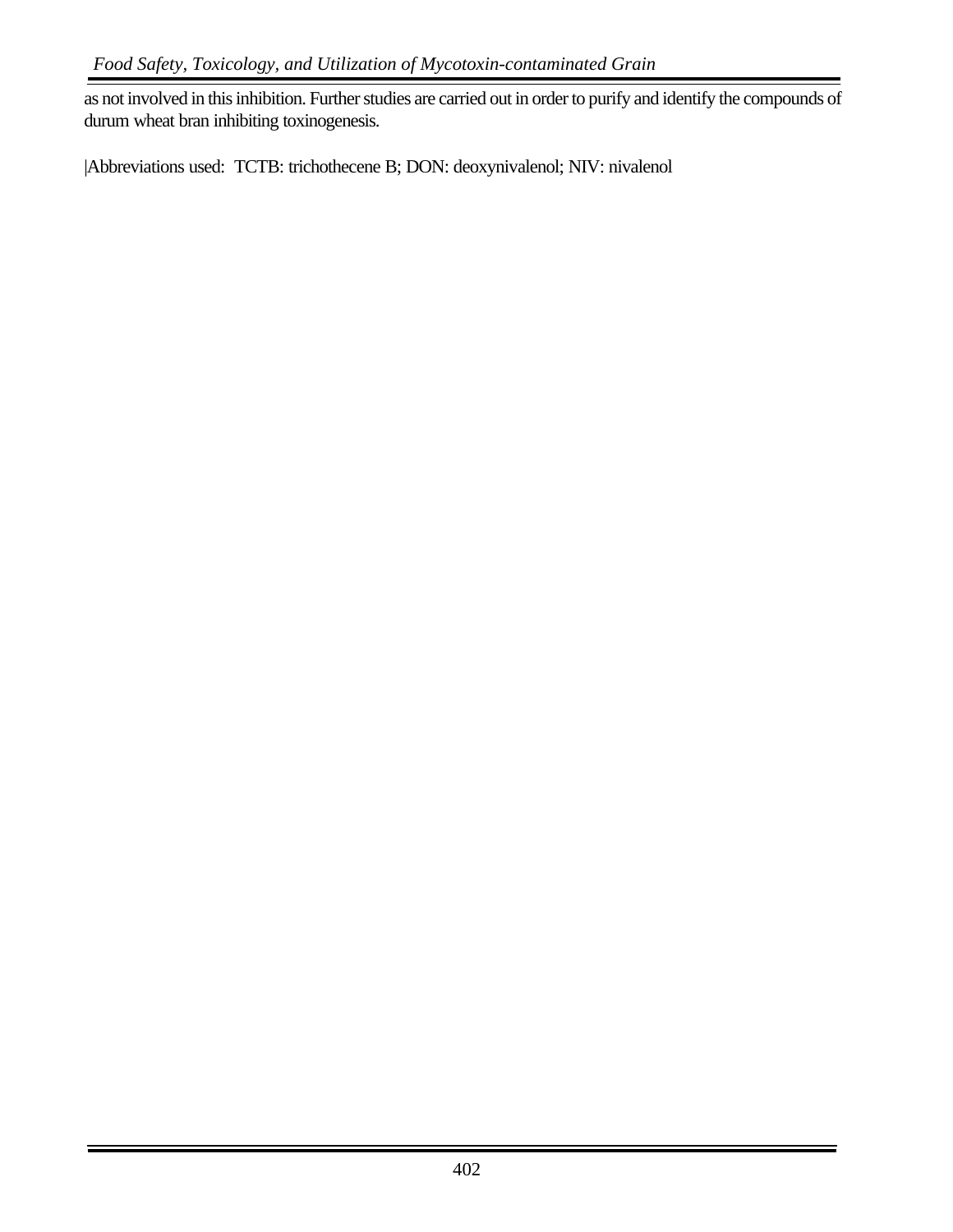as not involved in this inhibition. Further studies are carried out in order to purify and identify the compounds of durum wheat bran inhibiting toxinogenesis.

|Abbreviations used: TCTB: trichothecene B; DON: deoxynivalenol; NIV: nivalenol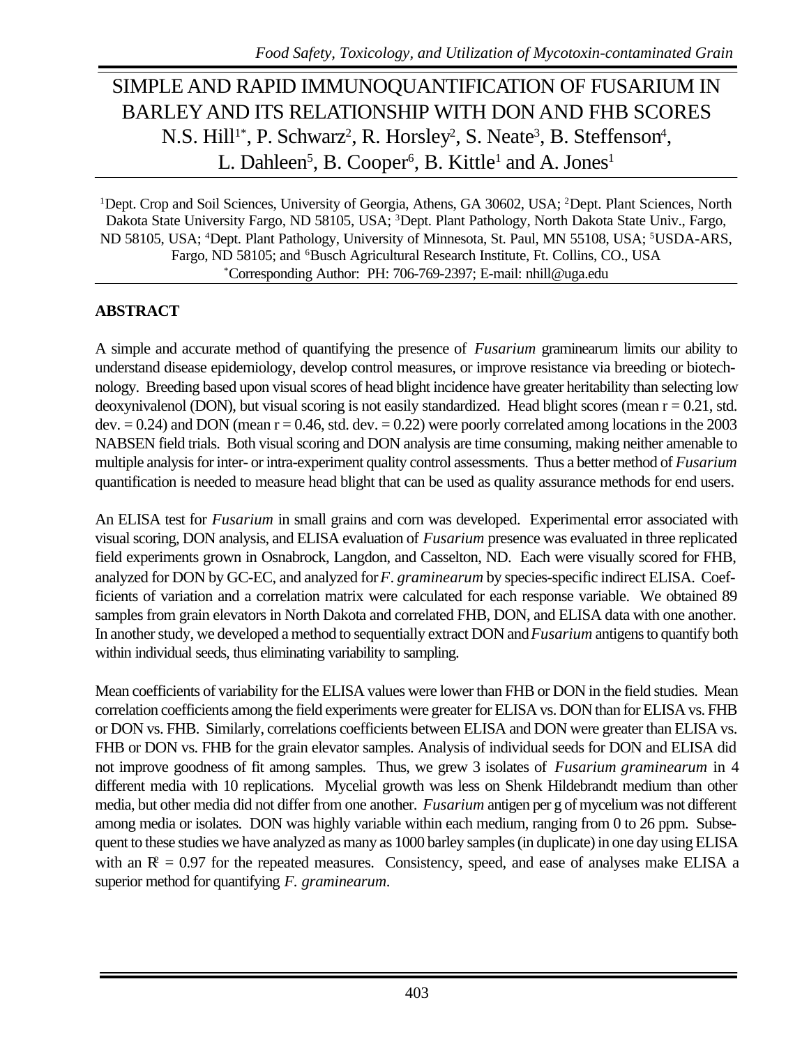# SIMPLE AND RAPID IMMUNOQUANTIFICATION OF FUSARIUM IN BARLEY AND ITS RELATIONSHIP WITH DON AND FHB SCORES

N.S. Hill[1*], P. Schwarz[2], R. Horsley[2], S. Neate[3], B. Steffenson[4], L. Dahleen[5], B. Cooper[6], B. Kittle[1] and A. Jones[1]

[1]Dept. Crop and Soil Sciences, University of Georgia, Athens, GA 30602, USA; [2]Dept. Plant Sciences, North Dakota State University Fargo, ND 58105, USA; [3]Dept. Plant Pathology, North Dakota State Univ., Fargo, ND 58105, USA; [4]Dept. Plant Pathology, University of Minnesota, St. Paul, MN 55108, USA; [5]USDA-ARS, Fargo, ND 58105; and [6]Busch Agricultural Research Institute, Ft. Collins, CO., USA
[*]Corresponding Author: PH: 706-769-2397; E-mail: nhill@uga.edu

## ABSTRACT

A simple and accurate method of quantifying the presence of *Fusarium* graminearum limits our ability to understand disease epidemiology, develop control measures, or improve resistance via breeding or biotechnology. Breeding based upon visual scores of head blight incidence have greater heritability than selecting low deoxynivalenol (DON), but visual scoring is not easily standardized. Head blight scores (mean r = 0.21, std. dev. = 0.24) and DON (mean r = 0.46, std. dev. = 0.22) were poorly correlated among locations in the 2003 NABSEN field trials. Both visual scoring and DON analysis are time consuming, making neither amenable to multiple analysis for inter- or intra-experiment quality control assessments. Thus a better method of *Fusarium* quantification is needed to measure head blight that can be used as quality assurance methods for end users.

An ELISA test for *Fusarium* in small grains and corn was developed. Experimental error associated with visual scoring, DON analysis, and ELISA evaluation of *Fusarium* presence was evaluated in three replicated field experiments grown in Osnabrock, Langdon, and Casselton, ND. Each were visually scored for FHB, analyzed for DON by GC-EC, and analyzed for *F. graminearum* by species-specific indirect ELISA. Coefficients of variation and a correlation matrix were calculated for each response variable. We obtained 89 samples from grain elevators in North Dakota and correlated FHB, DON, and ELISA data with one another. In another study, we developed a method to sequentially extract DON and *Fusarium* antigens to quantify both within individual seeds, thus eliminating variability to sampling.

Mean coefficients of variability for the ELISA values were lower than FHB or DON in the field studies. Mean correlation coefficients among the field experiments were greater for ELISA vs. DON than for ELISA vs. FHB or DON vs. FHB. Similarly, correlations coefficients between ELISA and DON were greater than ELISA vs. FHB or DON vs. FHB for the grain elevator samples. Analysis of individual seeds for DON and ELISA did not improve goodness of fit among samples. Thus, we grew 3 isolates of *Fusarium graminearum* in 4 different media with 10 replications. Mycelial growth was less on Shenk Hildebrandt medium than other media, but other media did not differ from one another. *Fusarium* antigen per g of mycelium was not different among media or isolates. DON was highly variable within each medium, ranging from 0 to 26 ppm. Subsequent to these studies we have analyzed as many as 1000 barley samples (in duplicate) in one day using ELISA with an $R^2 = 0.97$ for the repeated measures. Consistency, speed, and ease of analyses make ELISA a superior method for quantifying *F. graminearum*.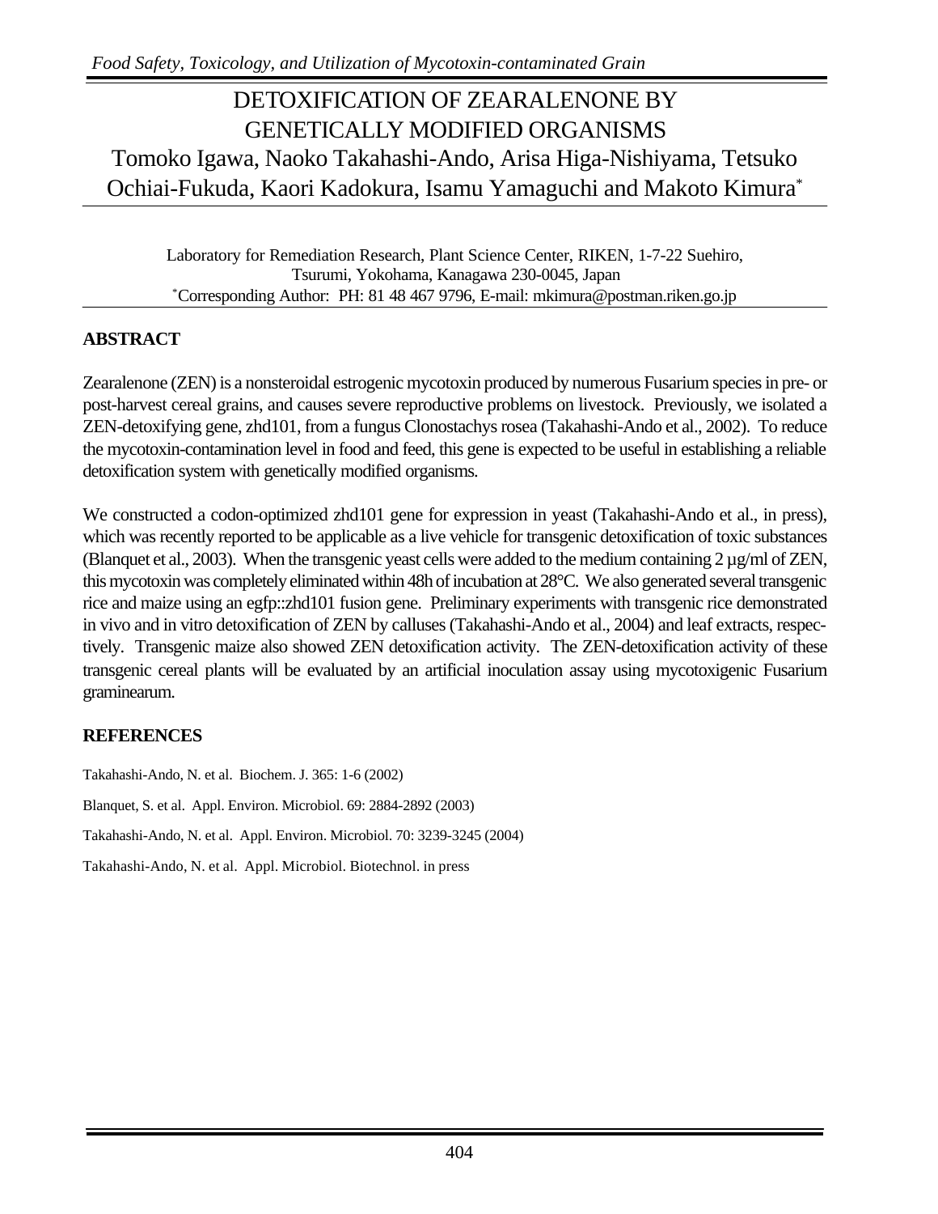# DETOXIFICATION OF ZEARALENONE BY GENETICALLY MODIFIED ORGANISMS

Tomoko Igawa, Naoko Takahashi-Ando, Arisa Higa-Nishiyama, Tetsuko Ochiai-Fukuda, Kaori Kadokura, Isamu Yamaguchi and Makoto Kimura[*]

Laboratory for Remediation Research, Plant Science Center, RIKEN, 1-7-22 Suehiro, Tsurumi, Yokohama, Kanagawa 230-0045, Japan
[*]Corresponding Author: PH: 81 48 467 9796, E-mail: mkimura@postman.riken.go.jp

## ABSTRACT

Zearalenone (ZEN) is a nonsteroidal estrogenic mycotoxin produced by numerous Fusarium species in pre- or post-harvest cereal grains, and causes severe reproductive problems on livestock. Previously, we isolated a ZEN-detoxifying gene, zhd101, from a fungus Clonostachys rosea (Takahashi-Ando et al., 2002). To reduce the mycotoxin-contamination level in food and feed, this gene is expected to be useful in establishing a reliable detoxification system with genetically modified organisms.

We constructed a codon-optimized zhd101 gene for expression in yeast (Takahashi-Ando et al., in press), which was recently reported to be applicable as a live vehicle for transgenic detoxification of toxic substances (Blanquet et al., 2003). When the transgenic yeast cells were added to the medium containing 2 µg/ml of ZEN, this mycotoxin was completely eliminated within 48h of incubation at 28°C. We also generated several transgenic rice and maize using an egfp::zhd101 fusion gene. Preliminary experiments with transgenic rice demonstrated in vivo and in vitro detoxification of ZEN by calluses (Takahashi-Ando et al., 2004) and leaf extracts, respectively. Transgenic maize also showed ZEN detoxification activity. The ZEN-detoxification activity of these transgenic cereal plants will be evaluated by an artificial inoculation assay using mycotoxigenic Fusarium graminearum.

## REFERENCES

Takahashi-Ando, N. et al. Biochem. J. 365: 1-6 (2002)

Blanquet, S. et al. Appl. Environ. Microbiol. 69: 2884-2892 (2003)

Takahashi-Ando, N. et al. Appl. Environ. Microbiol. 70: 3239-3245 (2004)

Takahashi-Ando, N. et al. Appl. Microbiol. Biotechnol. in press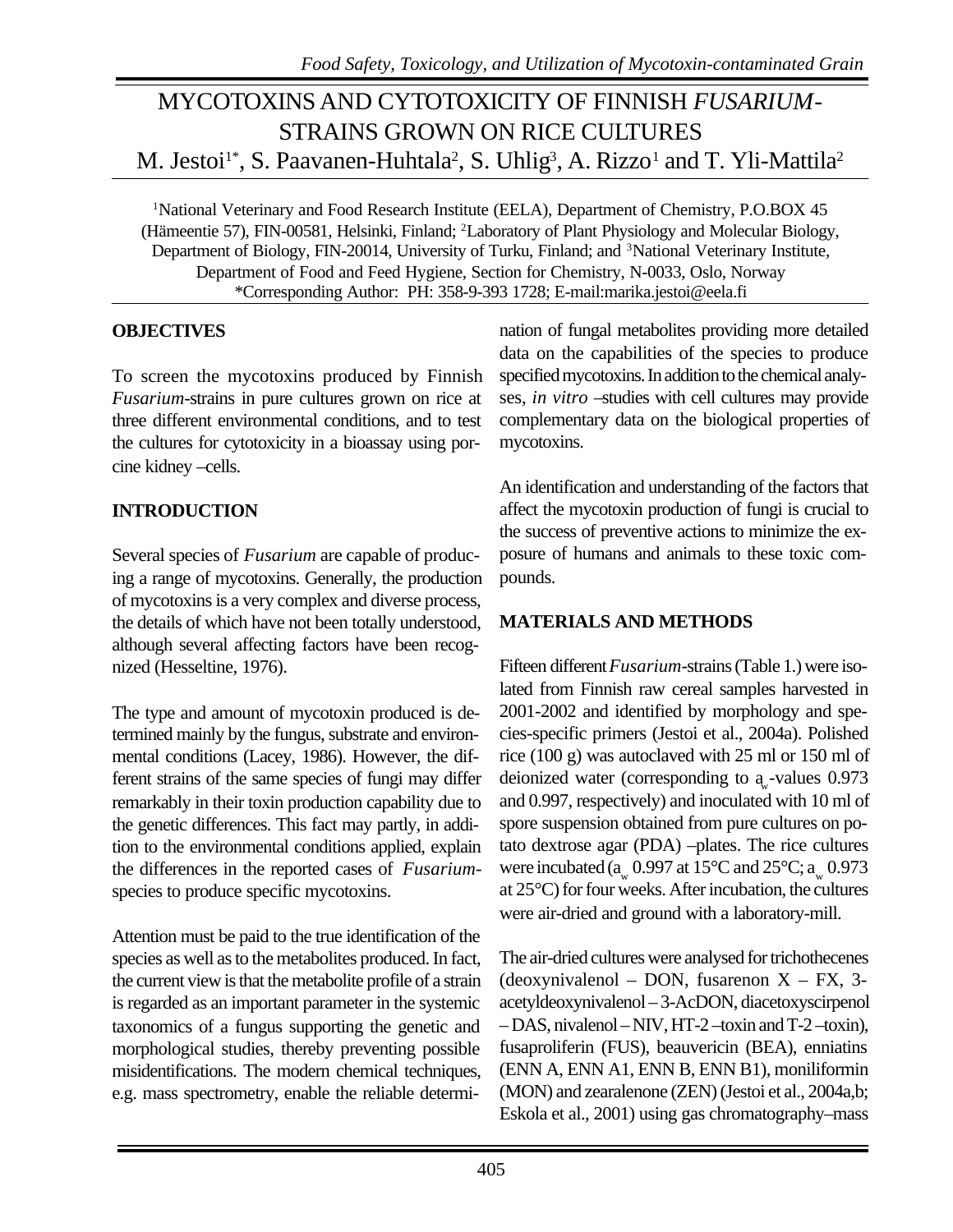# MYCOTOXINS AND CYTOTOXICITY OF FINNISH *FUSARIUM*-STRAINS GROWN ON RICE CULTURES

M. Jestoi[1*], S. Paavanen-Huhtala[2], S. Uhlig[3], A. Rizzo[1] and T. Yli-Mattila[2]

[1]National Veterinary and Food Research Institute (EELA), Department of Chemistry, P.O.BOX 45 (Hämeentie 57), FIN-00581, Helsinki, Finland; [2]Laboratory of Plant Physiology and Molecular Biology, Department of Biology, FIN-20014, University of Turku, Finland; and [3]National Veterinary Institute, Department of Food and Feed Hygiene, Section for Chemistry, N-0033, Oslo, Norway
*Corresponding Author: PH: 358-9-393 1728; E-mail:marika.jestoi@eela.fi

## OBJECTIVES

To screen the mycotoxins produced by Finnish *Fusarium*-strains in pure cultures grown on rice at three different environmental conditions, and to test the cultures for cytotoxicity in a bioassay using porcine kidney –cells.

## INTRODUCTION

Several species of *Fusarium* are capable of producing a range of mycotoxins. Generally, the production of mycotoxins is a very complex and diverse process, the details of which have not been totally understood, although several affecting factors have been recognized (Hesseltine, 1976).

The type and amount of mycotoxin produced is determined mainly by the fungus, substrate and environmental conditions (Lacey, 1986). However, the different strains of the same species of fungi may differ remarkably in their toxin production capability due to the genetic differences. This fact may partly, in addition to the environmental conditions applied, explain the differences in the reported cases of *Fusarium*-species to produce specific mycotoxins.

Attention must be paid to the true identification of the species as well as to the metabolites produced. In fact, the current view is that the metabolite profile of a strain is regarded as an important parameter in the systemic taxonomics of a fungus supporting the genetic and morphological studies, thereby preventing possible misidentifications. The modern chemical techniques, e.g. mass spectrometry, enable the reliable determination of fungal metabolites providing more detailed data on the capabilities of the species to produce specified mycotoxins. In addition to the chemical analyses, *in vitro* –studies with cell cultures may provide complementary data on the biological properties of mycotoxins.

An identification and understanding of the factors that affect the mycotoxin production of fungi is crucial to the success of preventive actions to minimize the exposure of humans and animals to these toxic compounds.

## MATERIALS AND METHODS

Fifteen different *Fusarium*-strains (Table 1.) were isolated from Finnish raw cereal samples harvested in 2001-2002 and identified by morphology and species-specific primers (Jestoi et al., 2004a). Polished rice (100 g) was autoclaved with 25 ml or 150 ml of deionized water (corresponding to $a_w$-values 0.973 and 0.997, respectively) and inoculated with 10 ml of spore suspension obtained from pure cultures on potato dextrose agar (PDA) –plates. The rice cultures were incubated ($a_w$ 0.997 at 15°C and 25°C; $a_w$ 0.973 at 25°C) for four weeks. After incubation, the cultures were air-dried and ground with a laboratory-mill.

The air-dried cultures were analysed for trichothecenes (deoxynivalenol – DON, fusarenon X – FX, 3-acetyldeoxynivalenol – 3-AcDON, diacetoxyscirpenol – DAS, nivalenol – NIV, HT-2 –toxin and T-2 –toxin), fusaproliferin (FUS), beauvericin (BEA), enniatins (ENN A, ENN A1, ENN B, ENN B1), moniliformin (MON) and zearalenone (ZEN) (Jestoi et al., 2004a,b; Eskola et al., 2001) using gas chromatography–mass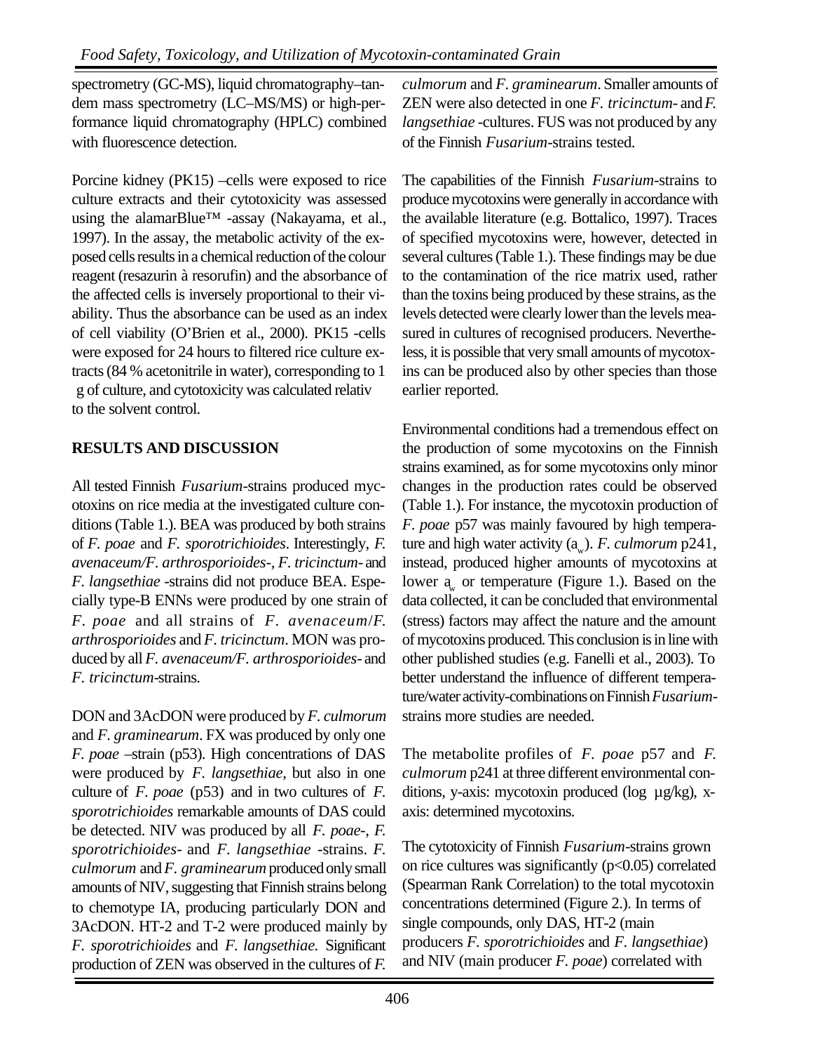spectrometry (GC-MS), liquid chromatography–tandem mass spectrometry (LC–MS/MS) or high-performance liquid chromatography (HPLC) combined with fluorescence detection.

Porcine kidney (PK15) –cells were exposed to rice culture extracts and their cytotoxicity was assessed using the alamarBlue™ -assay (Nakayama, et al., 1997). In the assay, the metabolic activity of the exposed cells results in a chemical reduction of the colour reagent (resazurin à resorufin) and the absorbance of the affected cells is inversely proportional to their viability. Thus the absorbance can be used as an index of cell viability (O'Brien et al., 2000). PK15 -cells were exposed for 24 hours to filtered rice culture extracts (84 % acetonitrile in water), corresponding to 1 g of culture, and cytotoxicity was calculated relativ to the solvent control.

## RESULTS AND DISCUSSION

All tested Finnish *Fusarium*-strains produced mycotoxins on rice media at the investigated culture conditions (Table 1.). BEA was produced by both strains of *F. poae* and *F. sporotrichioides*. Interestingly, *F. avenaceum/F. arthrosporioides*-, *F. tricinctum*- and *F. langsethiae* -strains did not produce BEA. Especially type-B ENNs were produced by one strain of *F. poae* and all strains of *F. avenaceum*/*F. arthrosporioides* and *F. tricinctum*. MON was produced by all *F. avenaceum/F. arthrosporioides*- and *F. tricinctum*-strains.

DON and 3AcDON were produced by *F. culmorum* and *F. graminearum*. FX was produced by only one *F. poae* –strain (p53). High concentrations of DAS were produced by *F. langsethiae*, but also in one culture of *F. poae* (p53) and in two cultures of *F. sporotrichioides* remarkable amounts of DAS could be detected. NIV was produced by all *F. poae*-, *F. sporotrichioides*- and *F. langsethiae* -strains. *F. culmorum* and *F. graminearum* produced only small amounts of NIV, suggesting that Finnish strains belong to chemotype IA, producing particularly DON and 3AcDON. HT-2 and T-2 were produced mainly by *F. sporotrichioides* and *F. langsethiae.* Significant production of ZEN was observed in the cultures of *F. culmorum* and *F. graminearum*. Smaller amounts of ZEN were also detected in one *F. tricinctum*- and *F. langsethiae* -cultures. FUS was not produced by any of the Finnish *Fusarium*-strains tested.

The capabilities of the Finnish *Fusarium*-strains to produce mycotoxins were generally in accordance with the available literature (e.g. Bottalico, 1997). Traces of specified mycotoxins were, however, detected in several cultures (Table 1.). These findings may be due to the contamination of the rice matrix used, rather than the toxins being produced by these strains, as the levels detected were clearly lower than the levels measured in cultures of recognised producers. Nevertheless, it is possible that very small amounts of mycotoxins can be produced also by other species than those earlier reported.

Environmental conditions had a tremendous effect on the production of some mycotoxins on the Finnish strains examined, as for some mycotoxins only minor changes in the production rates could be observed (Table 1.). For instance, the mycotoxin production of *F. poae* p57 was mainly favoured by high temperature and high water activity ($a_w$). *F. culmorum* p241, instead, produced higher amounts of mycotoxins at lower $a_w$ or temperature (Figure 1.). Based on the data collected, it can be concluded that environmental (stress) factors may affect the nature and the amount of mycotoxins produced. This conclusion is in line with other published studies (e.g. Fanelli et al., 2003). To better understand the influence of different temperature/water activity-combinations on Finnish *Fusarium*-strains more studies are needed.

The metabolite profiles of *F. poae* p57 and *F. culmorum* p241 at three different environmental conditions, y-axis: mycotoxin produced (log µg/kg), x-axis: determined mycotoxins.

The cytotoxicity of Finnish *Fusarium*-strains grown on rice cultures was significantly ($p<0.05$) correlated (Spearman Rank Correlation) to the total mycotoxin concentrations determined (Figure 2.). In terms of single compounds, only DAS, HT-2 (main producers *F. sporotrichioides* and *F. langsethiae*) and NIV (main producer *F. poae*) correlated with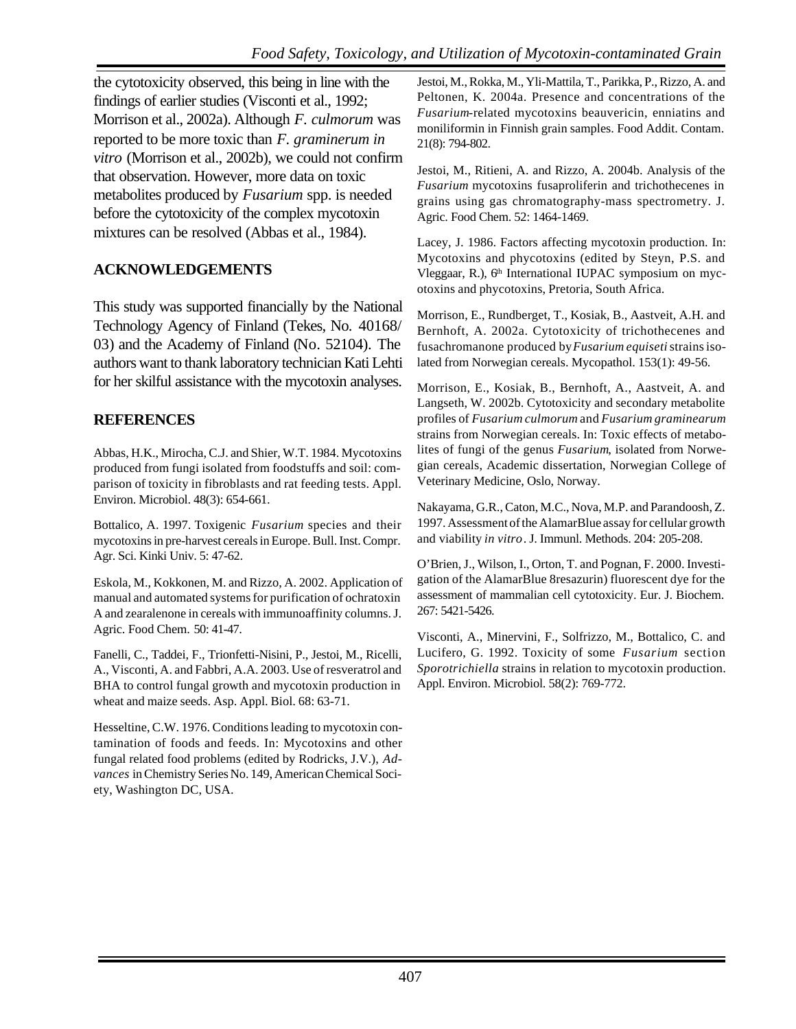the cytotoxicity observed, this being in line with the findings of earlier studies (Visconti et al., 1992; Morrison et al., 2002a). Although *F. culmorum* was reported to be more toxic than *F. graminerum in vitro* (Morrison et al., 2002b), we could not confirm that observation. However, more data on toxic metabolites produced by *Fusarium* spp. is needed before the cytotoxicity of the complex mycotoxin mixtures can be resolved (Abbas et al., 1984).

## ACKNOWLEDGEMENTS

This study was supported financially by the National Technology Agency of Finland (Tekes, No. 40168/03) and the Academy of Finland (No. 52104). The authors want to thank laboratory technician Kati Lehti for her skilful assistance with the mycotoxin analyses.

## REFERENCES

Abbas, H.K., Mirocha, C.J. and Shier, W.T. 1984. Mycotoxins produced from fungi isolated from foodstuffs and soil: comparison of toxicity in fibroblasts and rat feeding tests. Appl. Environ. Microbiol. 48(3): 654-661.

Bottalico, A. 1997. Toxigenic *Fusarium* species and their mycotoxins in pre-harvest cereals in Europe. Bull. Inst. Compr. Agr. Sci. Kinki Univ. 5: 47-62.

Eskola, M., Kokkonen, M. and Rizzo, A. 2002. Application of manual and automated systems for purification of ochratoxin A and zearalenone in cereals with immunoaffinity columns. J. Agric. Food Chem. 50: 41-47.

Fanelli, C., Taddei, F., Trionfetti-Nisini, P., Jestoi, M., Ricelli, A., Visconti, A. and Fabbri, A.A. 2003. Use of resveratrol and BHA to control fungal growth and mycotoxin production in wheat and maize seeds. Asp. Appl. Biol. 68: 63-71.

Hesseltine, C.W. 1976. Conditions leading to mycotoxin contamination of foods and feeds. In: Mycotoxins and other fungal related food problems (edited by Rodricks, J.V.), *Advances* in Chemistry Series No. 149, American Chemical Society, Washington DC, USA.

Jestoi, M., Rokka, M., Yli-Mattila, T., Parikka, P., Rizzo, A. and Peltonen, K. 2004a. Presence and concentrations of the *Fusarium*-related mycotoxins beauvericin, enniatins and moniliformin in Finnish grain samples. Food Addit. Contam. 21(8): 794-802.

Jestoi, M., Ritieni, A. and Rizzo, A. 2004b. Analysis of the *Fusarium* mycotoxins fusaproliferin and trichothecenes in grains using gas chromatography-mass spectrometry. J. Agric. Food Chem. 52: 1464-1469.

Lacey, J. 1986. Factors affecting mycotoxin production. In: Mycotoxins and phycotoxins (edited by Steyn, P.S. and Vleggaar, R.), 6th International IUPAC symposium on mycotoxins and phycotoxins, Pretoria, South Africa.

Morrison, E., Rundberget, T., Kosiak, B., Aastveit, A.H. and Bernhoft, A. 2002a. Cytotoxicity of trichothecenes and fusachromanone produced by *Fusarium equiseti* strains isolated from Norwegian cereals. Mycopathol. 153(1): 49-56.

Morrison, E., Kosiak, B., Bernhoft, A., Aastveit, A. and Langseth, W. 2002b. Cytotoxicity and secondary metabolite profiles of *Fusarium culmorum* and *Fusarium graminearum* strains from Norwegian cereals. In: Toxic effects of metabolites of fungi of the genus *Fusarium*, isolated from Norwegian cereals, Academic dissertation, Norwegian College of Veterinary Medicine, Oslo, Norway.

Nakayama, G.R., Caton, M.C., Nova, M.P. and Parandoosh, Z. 1997. Assessment of the AlamarBlue assay for cellular growth and viability *in vitro*. J. Immunl. Methods. 204: 205-208.

O'Brien, J., Wilson, I., Orton, T. and Pognan, F. 2000. Investigation of the AlamarBlue 8resazurin) fluorescent dye for the assessment of mammalian cell cytotoxicity. Eur. J. Biochem. 267: 5421-5426.

Visconti, A., Minervini, F., Solfrizzo, M., Bottalico, C. and Lucifero, G. 1992. Toxicity of some *Fusarium* section *Sporotrichiella* strains in relation to mycotoxin production. Appl. Environ. Microbiol. 58(2): 769-772.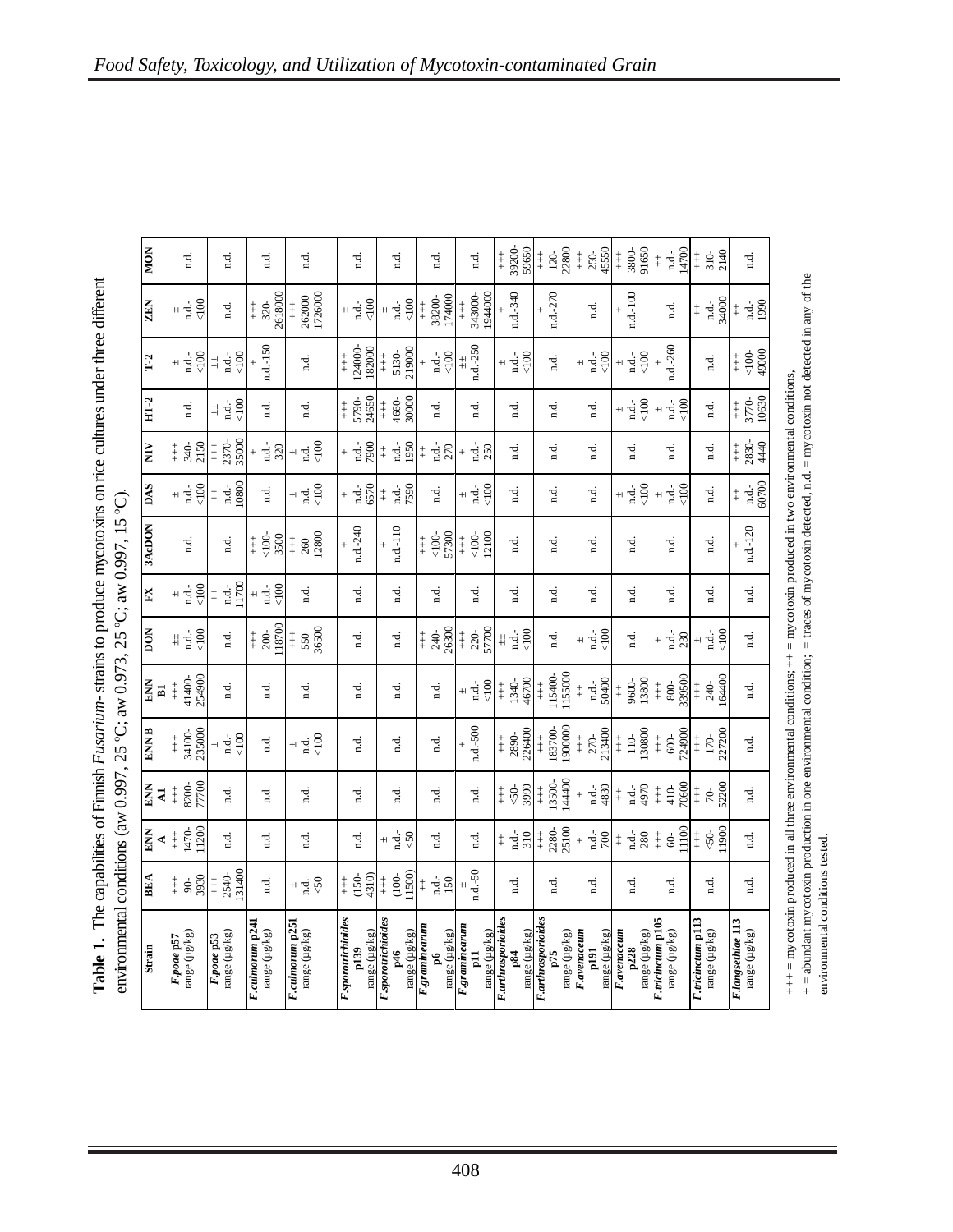**Table 1.** The capabilities of Finnish *Fusarium*-strains to produce mycotoxins on rice cultures under three different environmental conditions (aw 0.997, 25 ºC; aw 0.973, 25 ºC; aw 0.997, 15 ºC).

| Strain | BEA | ENN A | ENN A1 | ENN B | ENN B1 | DON | FX | 3AcDON | DAS | NIV | HT-2 | T-2 | ZEN | MON |
|---|---|---|---|---|---|---|---|---|---|---|---|---|---|---|
| ***F.poae* p57** range (µg/kg) | +++ 90-3930 | +++ 1470-11200 | +++ 8200-77700 | +++ 34100-235000 | +++ 41400-254900 | ± n.d.-<100 | ± n.d.-<100 | n.d. | ± n.d.-<100 | +++ 340-2150 | n.d. | ± n.d.-<100 | ± n.d.-<100 | n.d. |
| ***F.poae* p53** range (µg/kg) | +++ 2540-131400 | n.d. | n.d. | ± n.d.-<100 | n.d. | n.d. | ++ n.d.-11700 | n.d. | ++ n.d.-10800 | +++ 2370-35000 | ± n.d.-<100 | ± n.d.-<100 | n.d. | n.d. |
| ***F.culmorum* p241** range (µg/kg) | n.d. | n.d. | n.d. | n.d. | n.d. | +++ 200-118700 | ± n.d.-<100 | +++ <100-3500 | n.d. | + n.d.-320 | n.d. | + n.d.-150 | +++ 320-2618000 | n.d. |
| ***F.culmorum* p251** range (µg/kg) | ± n.d.-<50 | n.d. | n.d. | ± n.d.-<100 | n.d. | +++ 550-36500 | n.d. | +++ 260-12800 | ± n.d.-<100 | ± n.d.-<100 | n.d. | n.d. | +++ 262000-1726000 | n.d. |
| ***F.sporotrichioides* p139** range (µg/kg) | +++ (150-4310) | n.d. | n.d. | n.d. | n.d. | n.d. | n.d. | + n.d.-240 | + n.d.-6570 | + n.d.-7900 | +++ 5790-24650 | +++ 124000-182000 | ± n.d.-<100 | n.d. |
| ***F.sporotrichioides* p46** range (µg/kg) | +++ (100-11500) | ± n.d.-<50 | n.d. | n.d. | n.d. | n.d. | n.d. | + n.d.-110 | ++ n.d.-7590 | ++ n.d.-1950 | +++ 4660-30000 | +++ 5130-219000 | ± n.d.-<100 | n.d. |
| ***F.graminearum* p6** range (µg/kg) | ± n.d.-150 | n.d. | n.d. | n.d. | n.d. | +++ 240-26300 | n.d. | +++ <100-57300 | n.d. | ++ n.d.-270 | n.d. | ± n.d.-<100 | +++ 38200-174000 | n.d. |
| ***F.graminearum* p11** range (µg/kg) | ± n.d.-50 | n.d. | n.d. | + n.d.-500 | ± n.d.-<100 | +++ 220-57700 | n.d. | +++ <100-12100 | ± n.d.-<100 | + n.d.-250 | n.d. | ± n.d.-250 | +++ 343000-1944000 | n.d. |
| ***F.arthrosporioides* p84** range (µg/kg) | n.d. | ++ n.d.-310 | +++ <50-3990 | +++ 2890-226400 | +++ 1340-46700 | ± n.d.-<100 | n.d. | n.d. | n.d. | n.d. | n.d. | ± n.d.-<100 | + n.d.-340 | +++ 39200-59650 |
| ***F.arthrosporioides* p75** range (µg/kg) | n.d. | +++ 2280-25100 | +++ 13500-144400 | +++ 183700-1900000 | +++ 115400-1155000 | n.d. | n.d. | n.d. | n.d. | n.d. | n.d. | n.d. | + n.d.-270 | +++ 120-22800 |
| ***F.avenaceum* p191** range (µg/kg) | n.d. | + n.d.-700 | + n.d.-4830 | +++ 270-213400 | ++ n.d.-50400 | ± n.d.-<100 | n.d. | n.d. | n.d. | n.d. | n.d. | ± n.d.-<100 | n.d. | +++ 250-45550 |
| ***F.avenaceum* p228** range (µg/kg) | n.d. | ++ n.d.-280 | ++ n.d.-4970 | +++ 110-130800 | ++ 9600-13800 | n.d. | n.d. | n.d. | ± n.d.-<100 | n.d. | ± n.d.-<100 | ± n.d.-<100 | + n.d.-100 | +++ 3800-91650 |
| ***F.tricinctum* p105** range (µg/kg) | n.d. | +++ 60-11100 | +++ 410-70600 | +++ 600-724900 | +++ 800-339500 | + n.d.-230 | n.d. | n.d. | ± n.d.-<100 | n.d. | ± n.d.-<100 | + n.d.-260 | n.d. | ++ n.d.-14700 |
| ***F.tricinctum* p113** range (µg/kg) | n.d. | +++ <50-11900 | +++ 70-52200 | +++ 170-227200 | +++ 240-164400 | ± n.d.-<100 | n.d. | n.d. | n.d. | n.d. | n.d. | n.d. | ++ n.d.-34000 | +++ 310-2140 |
| ***F.langsethiae* 113** range (µg/kg) | n.d. | n.d. | n.d. | n.d. | n.d. | n.d. | n.d. | + n.d.-120 | ++ n.d.-60700 | +++ 2830-4440 | +++ 3770-10630 | +++ <100-49000 | ++ n.d.-1990 | n.d. |

+++ = mycotoxin produced in all three environmental conditions; ++ = mycotoxin produced in two environmental conditions,
+ = abundant mycotoxin production in one environmental condition; = traces of mycotoxin detected, n.d. = mycotoxin not detected in any of the environmental conditions tested.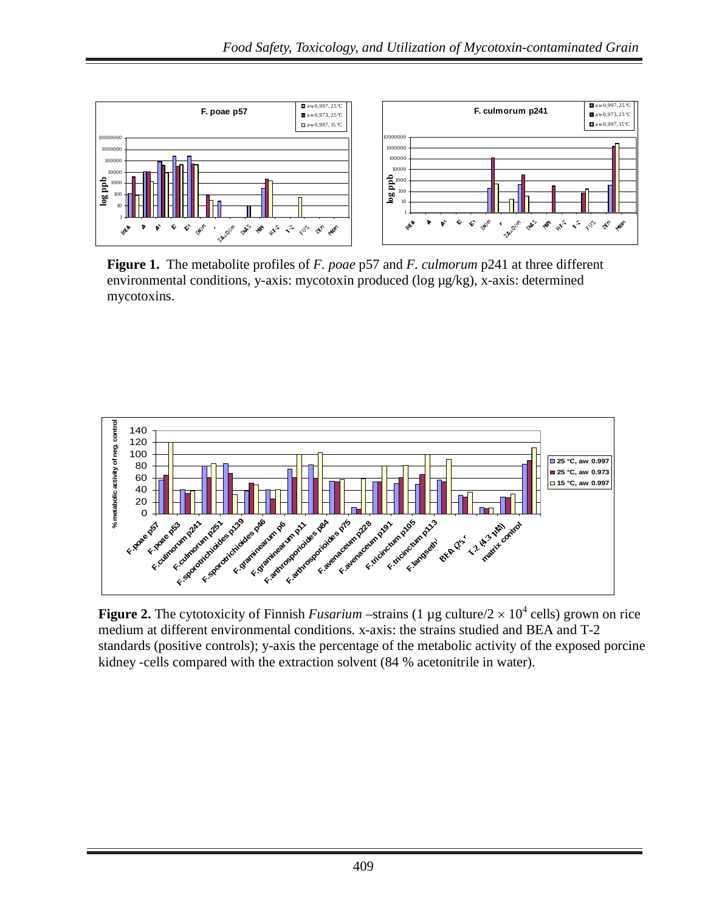**Figure 1.** The metabolite profiles of *F. poae* p57 and *F. culmorum* p241 at three different environmental conditions, y-axis: mycotoxin produced (log µg/kg), x-axis: determined mycotoxins.

**Figure 2.** The cytotoxicity of Finnish *Fusarium* –strains (1 µg culture/$2 \times 10^4$ cells) grown on rice medium at different environmental conditions. x-axis: the strains studied and BEA and T-2 standards (positive controls); y-axis the percentage of the metabolic activity of the exposed porcine kidney -cells compared with the extraction solvent (84 % acetonitrile in water).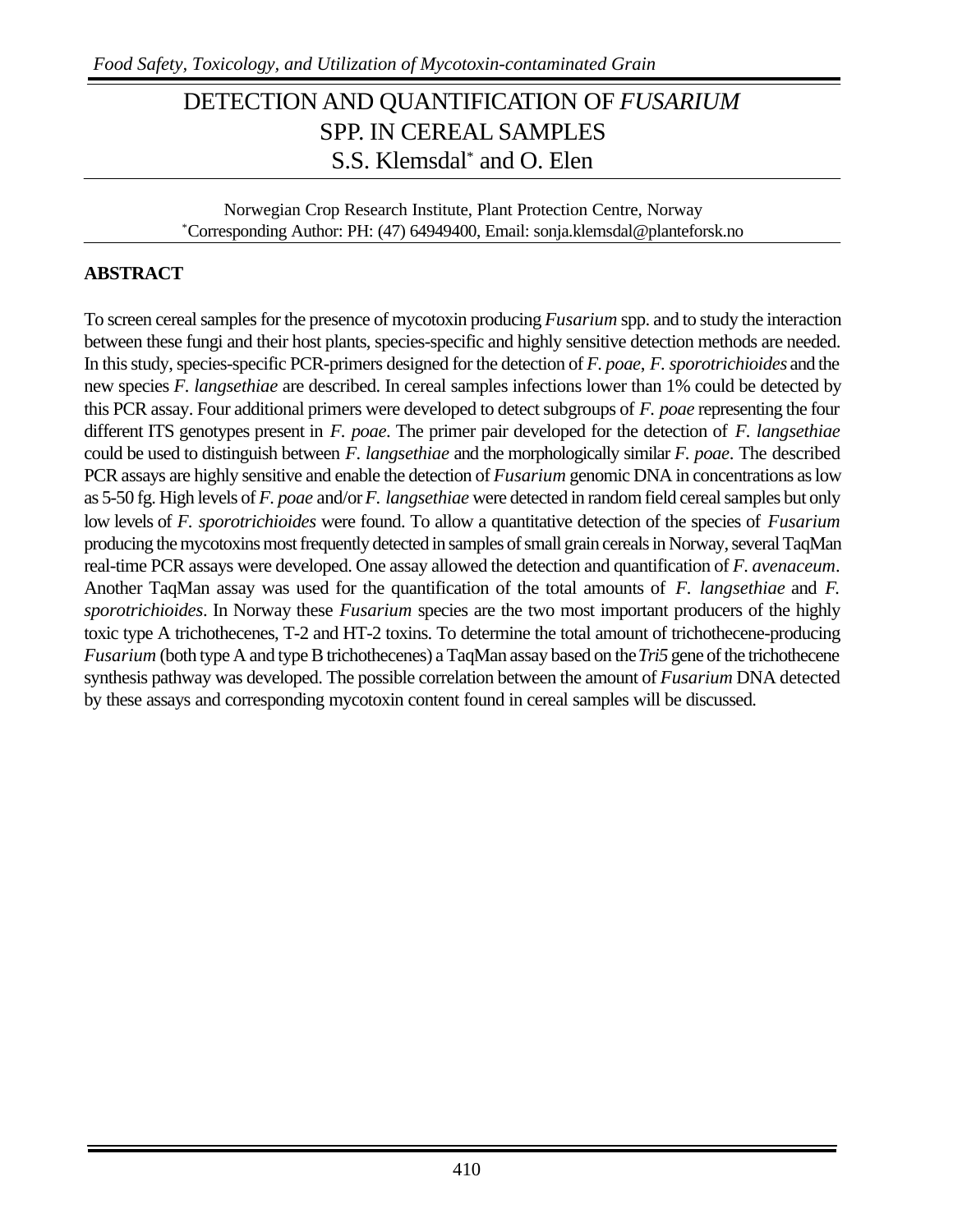# DETECTION AND QUANTIFICATION OF *FUSARIUM* SPP. IN CEREAL SAMPLES

S.S. Klemsdal* and O. Elen

Norwegian Crop Research Institute, Plant Protection Centre, Norway
*Corresponding Author: PH: (47) 64949400, Email: sonja.klemsdal@planteforsk.no

## ABSTRACT

To screen cereal samples for the presence of mycotoxin producing *Fusarium* spp. and to study the interaction between these fungi and their host plants, species-specific and highly sensitive detection methods are needed. In this study, species-specific PCR-primers designed for the detection of *F. poae*, *F. sporotrichioides* and the new species *F. langsethiae* are described. In cereal samples infections lower than 1% could be detected by this PCR assay. Four additional primers were developed to detect subgroups of *F. poae* representing the four different ITS genotypes present in *F. poae*. The primer pair developed for the detection of *F. langsethiae* could be used to distinguish between *F. langsethiae* and the morphologically similar *F. poae*. The described PCR assays are highly sensitive and enable the detection of *Fusarium* genomic DNA in concentrations as low as 5-50 fg. High levels of *F. poae* and/or *F. langsethiae* were detected in random field cereal samples but only low levels of *F. sporotrichioides* were found. To allow a quantitative detection of the species of *Fusarium* producing the mycotoxins most frequently detected in samples of small grain cereals in Norway, several TaqMan real-time PCR assays were developed. One assay allowed the detection and quantification of *F. avenaceum*. Another TaqMan assay was used for the quantification of the total amounts of *F. langsethiae* and *F. sporotrichioides*. In Norway these *Fusarium* species are the two most important producers of the highly toxic type A trichothecenes, T-2 and HT-2 toxins. To determine the total amount of trichothecene-producing *Fusarium* (both type A and type B trichothecenes) a TaqMan assay based on the *Tri5* gene of the trichothecene synthesis pathway was developed. The possible correlation between the amount of *Fusarium* DNA detected by these assays and corresponding mycotoxin content found in cereal samples will be discussed.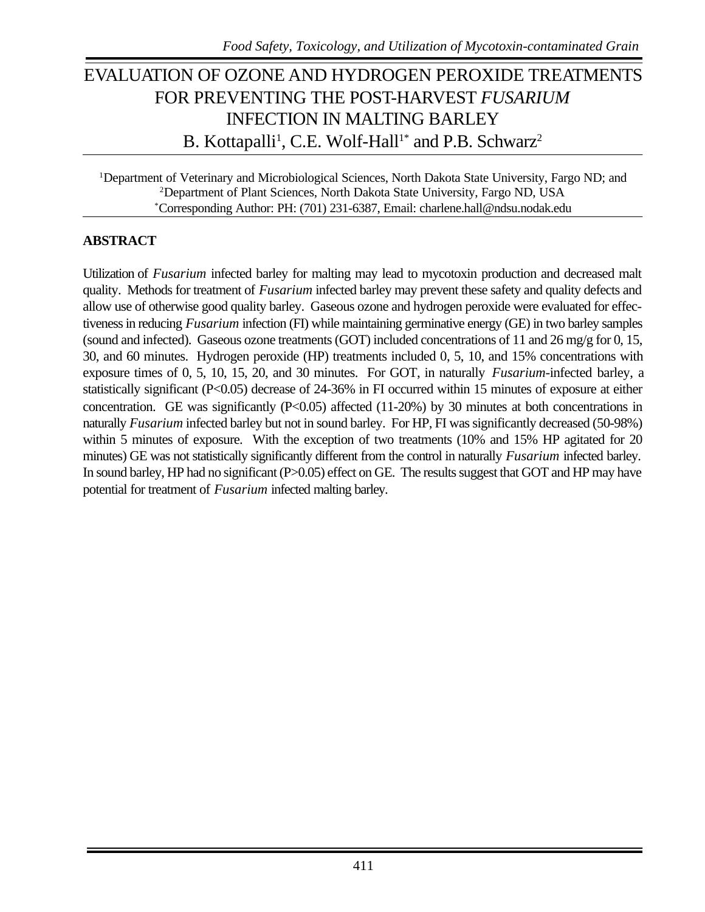# EVALUATION OF OZONE AND HYDROGEN PEROXIDE TREATMENTS FOR PREVENTING THE POST-HARVEST *FUSARIUM* INFECTION IN MALTING BARLEY

B. Kottapalli[1], C.E. Wolf-Hall[1*] and P.B. Schwarz[2]

[1]Department of Veterinary and Microbiological Sciences, North Dakota State University, Fargo ND; and [2]Department of Plant Sciences, North Dakota State University, Fargo ND, USA
[*]Corresponding Author: PH: (701) 231-6387, Email: charlene.hall@ndsu.nodak.edu

## ABSTRACT

Utilization of *Fusarium* infected barley for malting may lead to mycotoxin production and decreased malt quality. Methods for treatment of *Fusarium* infected barley may prevent these safety and quality defects and allow use of otherwise good quality barley. Gaseous ozone and hydrogen peroxide were evaluated for effectiveness in reducing *Fusarium* infection (FI) while maintaining germinative energy (GE) in two barley samples (sound and infected). Gaseous ozone treatments (GOT) included concentrations of 11 and 26 mg/g for 0, 15, 30, and 60 minutes. Hydrogen peroxide (HP) treatments included 0, 5, 10, and 15% concentrations with exposure times of 0, 5, 10, 15, 20, and 30 minutes. For GOT, in naturally *Fusarium*-infected barley, a statistically significant ($P<0.05$) decrease of 24-36% in FI occurred within 15 minutes of exposure at either concentration. GE was significantly ($P<0.05$) affected (11-20%) by 30 minutes at both concentrations in naturally *Fusarium* infected barley but not in sound barley. For HP, FI was significantly decreased (50-98%) within 5 minutes of exposure. With the exception of two treatments (10% and 15% HP agitated for 20 minutes) GE was not statistically significantly different from the control in naturally *Fusarium* infected barley. In sound barley, HP had no significant ($P>0.05$) effect on GE. The results suggest that GOT and HP may have potential for treatment of *Fusarium* infected malting barley.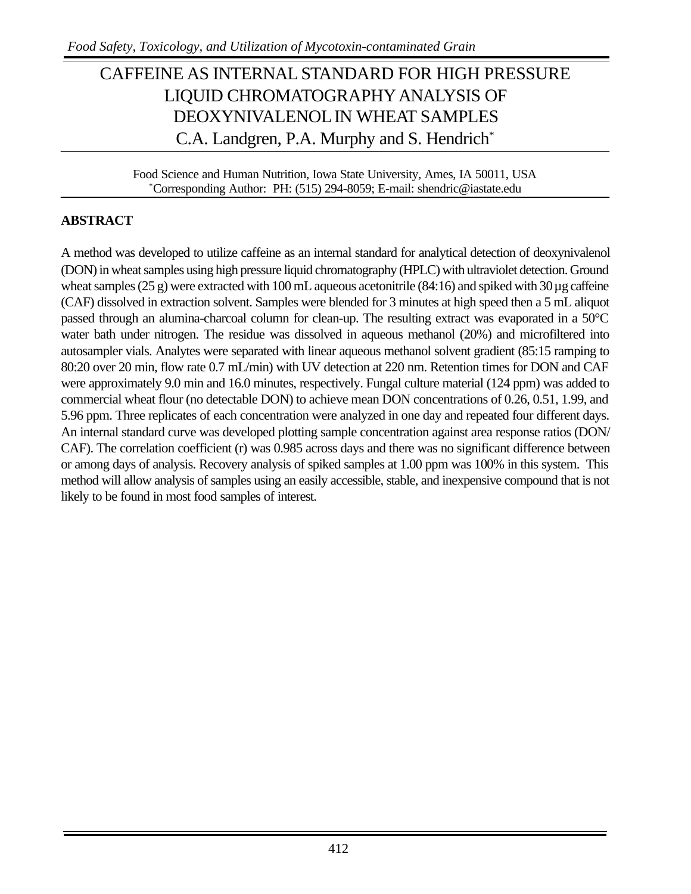# CAFFEINE AS INTERNAL STANDARD FOR HIGH PRESSURE LIQUID CHROMATOGRAPHY ANALYSIS OF DEOXYNIVALENOL IN WHEAT SAMPLES

C.A. Landgren, P.A. Murphy and S. Hendrich*

Food Science and Human Nutrition, Iowa State University, Ames, IA 50011, USA
*Corresponding Author: PH: (515) 294-8059; E-mail: shendric@iastate.edu

## ABSTRACT

A method was developed to utilize caffeine as an internal standard for analytical detection of deoxynivalenol (DON) in wheat samples using high pressure liquid chromatography (HPLC) with ultraviolet detection. Ground wheat samples (25 g) were extracted with 100 mL aqueous acetonitrile (84:16) and spiked with 30 µg caffeine (CAF) dissolved in extraction solvent. Samples were blended for 3 minutes at high speed then a 5 mL aliquot passed through an alumina-charcoal column for clean-up. The resulting extract was evaporated in a 50°C water bath under nitrogen. The residue was dissolved in aqueous methanol (20%) and microfiltered into autosampler vials. Analytes were separated with linear aqueous methanol solvent gradient (85:15 ramping to 80:20 over 20 min, flow rate 0.7 mL/min) with UV detection at 220 nm. Retention times for DON and CAF were approximately 9.0 min and 16.0 minutes, respectively. Fungal culture material (124 ppm) was added to commercial wheat flour (no detectable DON) to achieve mean DON concentrations of 0.26, 0.51, 1.99, and 5.96 ppm. Three replicates of each concentration were analyzed in one day and repeated four different days. An internal standard curve was developed plotting sample concentration against area response ratios (DON/CAF). The correlation coefficient (r) was 0.985 across days and there was no significant difference between or among days of analysis. Recovery analysis of spiked samples at 1.00 ppm was 100% in this system. This method will allow analysis of samples using an easily accessible, stable, and inexpensive compound that is not likely to be found in most food samples of interest.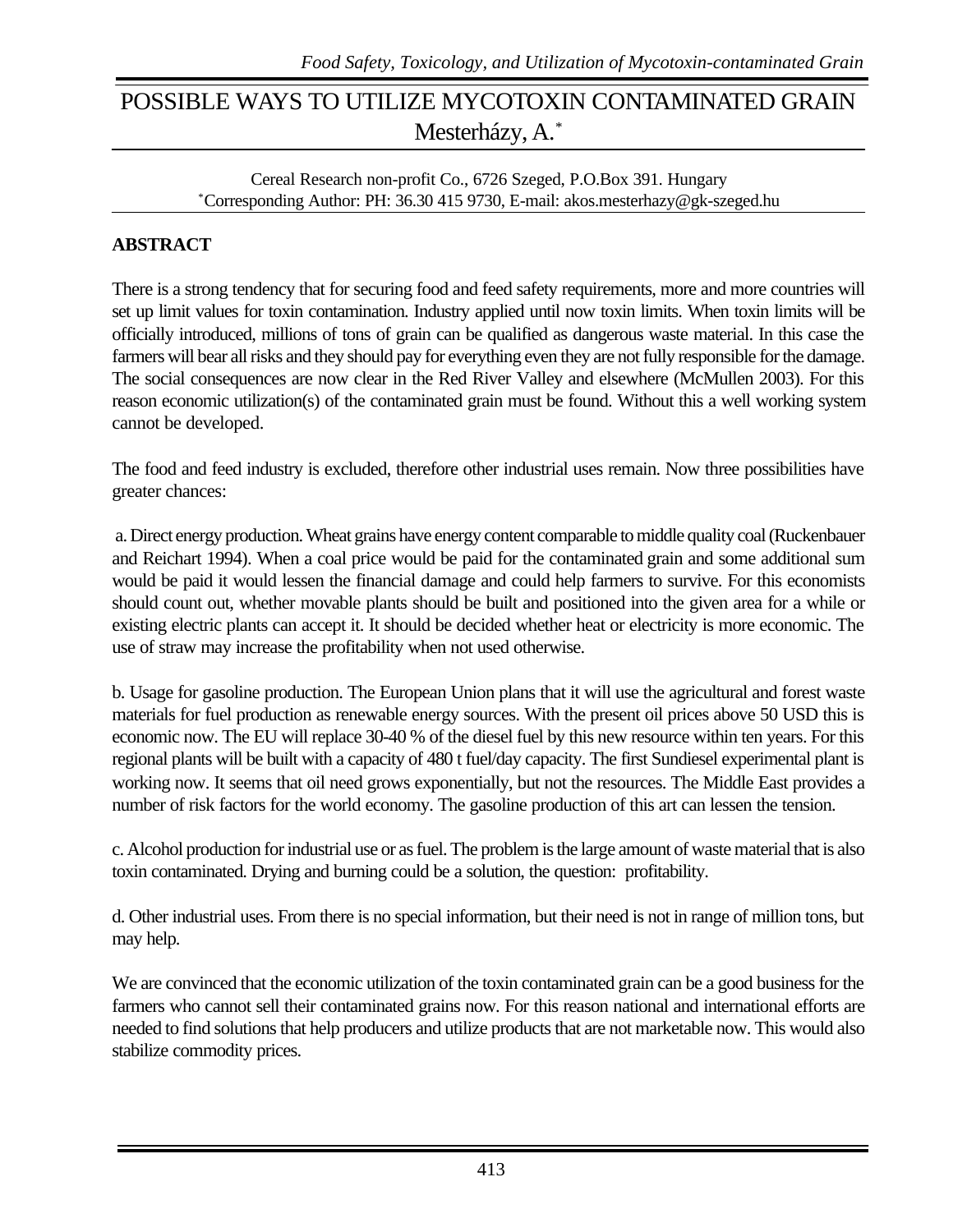# POSSIBLE WAYS TO UTILIZE MYCOTOXIN CONTAMINATED GRAIN

Mesterházy, A.*

Cereal Research non-profit Co., 6726 Szeged, P.O.Box 391. Hungary
*Corresponding Author: PH: 36.30 415 9730, E-mail: akos.mesterhazy@gk-szeged.hu

## ABSTRACT

There is a strong tendency that for securing food and feed safety requirements, more and more countries will set up limit values for toxin contamination. Industry applied until now toxin limits. When toxin limits will be officially introduced, millions of tons of grain can be qualified as dangerous waste material. In this case the farmers will bear all risks and they should pay for everything even they are not fully responsible for the damage. The social consequences are now clear in the Red River Valley and elsewhere (McMullen 2003). For this reason economic utilization(s) of the contaminated grain must be found. Without this a well working system cannot be developed.

The food and feed industry is excluded, therefore other industrial uses remain. Now three possibilities have greater chances:

a. Direct energy production. Wheat grains have energy content comparable to middle quality coal (Ruckenbauer and Reichart 1994). When a coal price would be paid for the contaminated grain and some additional sum would be paid it would lessen the financial damage and could help farmers to survive. For this economists should count out, whether movable plants should be built and positioned into the given area for a while or existing electric plants can accept it. It should be decided whether heat or electricity is more economic. The use of straw may increase the profitability when not used otherwise.

b. Usage for gasoline production. The European Union plans that it will use the agricultural and forest waste materials for fuel production as renewable energy sources. With the present oil prices above 50 USD this is economic now. The EU will replace 30-40 % of the diesel fuel by this new resource within ten years. For this regional plants will be built with a capacity of 480 t fuel/day capacity. The first Sundiesel experimental plant is working now. It seems that oil need grows exponentially, but not the resources. The Middle East provides a number of risk factors for the world economy. The gasoline production of this art can lessen the tension.

c. Alcohol production for industrial use or as fuel. The problem is the large amount of waste material that is also toxin contaminated. Drying and burning could be a solution, the question: profitability.

d. Other industrial uses. From there is no special information, but their need is not in range of million tons, but may help.

We are convinced that the economic utilization of the toxin contaminated grain can be a good business for the farmers who cannot sell their contaminated grains now. For this reason national and international efforts are needed to find solutions that help producers and utilize products that are not marketable now. This would also stabilize commodity prices.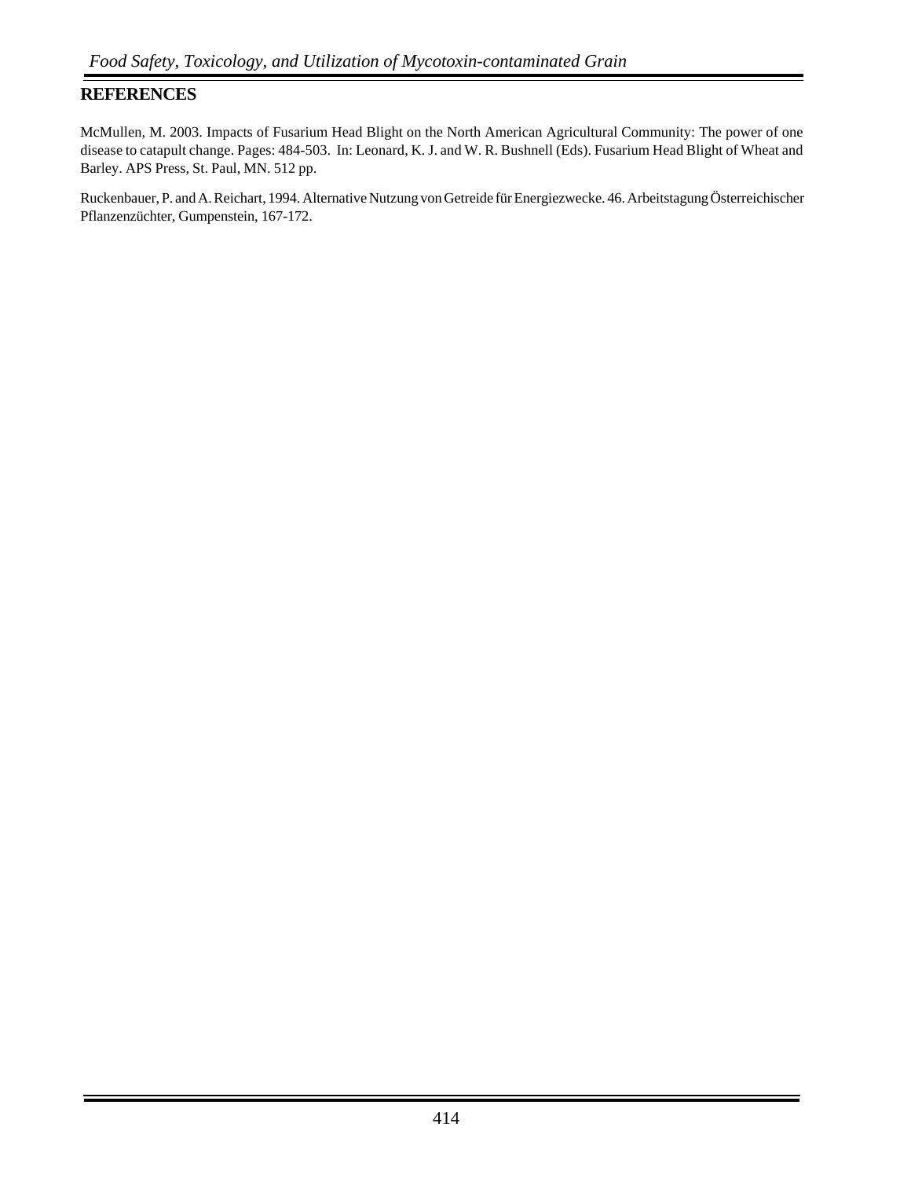## REFERENCES

McMullen, M. 2003. Impacts of Fusarium Head Blight on the North American Agricultural Community: The power of one disease to catapult change. Pages: 484-503. In: Leonard, K. J. and W. R. Bushnell (Eds). Fusarium Head Blight of Wheat and Barley. APS Press, St. Paul, MN. 512 pp.

Ruckenbauer, P. and A. Reichart, 1994. Alternative Nutzung von Getreide für Energiezwecke. 46. Arbeitstagung Österreichischer Pflanzenzüchter, Gumpenstein, 167-172.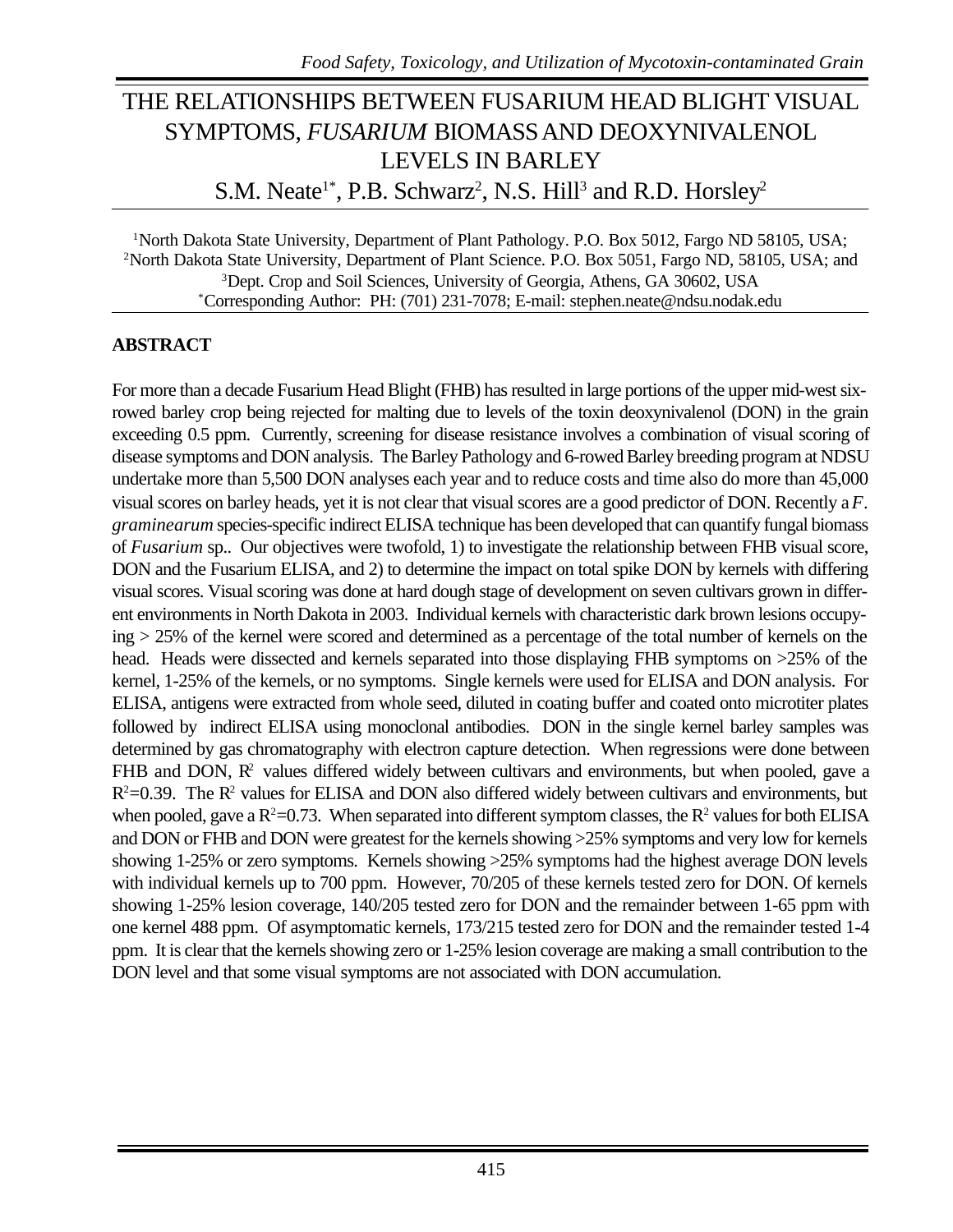# THE RELATIONSHIPS BETWEEN FUSARIUM HEAD BLIGHT VISUAL SYMPTOMS, *FUSARIUM* BIOMASS AND DEOXYNIVALENOL LEVELS IN BARLEY

S.M. Neate[1*], P.B. Schwarz[2], N.S. Hill[3] and R.D. Horsley[2]

[1]North Dakota State University, Department of Plant Pathology. P.O. Box 5012, Fargo ND 58105, USA; [2]North Dakota State University, Department of Plant Science. P.O. Box 5051, Fargo ND, 58105, USA; and [3]Dept. Crop and Soil Sciences, University of Georgia, Athens, GA 30602, USA
[*]Corresponding Author: PH: (701) 231-7078; E-mail: stephen.neate@ndsu.nodak.edu

## ABSTRACT

For more than a decade Fusarium Head Blight (FHB) has resulted in large portions of the upper mid-west six-rowed barley crop being rejected for malting due to levels of the toxin deoxynivalenol (DON) in the grain exceeding 0.5 ppm. Currently, screening for disease resistance involves a combination of visual scoring of disease symptoms and DON analysis. The Barley Pathology and 6-rowed Barley breeding program at NDSU undertake more than 5,500 DON analyses each year and to reduce costs and time also do more than 45,000 visual scores on barley heads, yet it is not clear that visual scores are a good predictor of DON. Recently a *F. graminearum* species-specific indirect ELISA technique has been developed that can quantify fungal biomass of *Fusarium* sp.. Our objectives were twofold, 1) to investigate the relationship between FHB visual score, DON and the Fusarium ELISA, and 2) to determine the impact on total spike DON by kernels with differing visual scores. Visual scoring was done at hard dough stage of development on seven cultivars grown in different environments in North Dakota in 2003. Individual kernels with characteristic dark brown lesions occupying > 25% of the kernel were scored and determined as a percentage of the total number of kernels on the head. Heads were dissected and kernels separated into those displaying FHB symptoms on >25% of the kernel, 1-25% of the kernels, or no symptoms. Single kernels were used for ELISA and DON analysis. For ELISA, antigens were extracted from whole seed, diluted in coating buffer and coated onto microtiter plates followed by indirect ELISA using monoclonal antibodies. DON in the single kernel barley samples was determined by gas chromatography with electron capture detection. When regressions were done between FHB and DON, $R^2$ values differed widely between cultivars and environments, but when pooled, gave a $R^2$=0.39. The $R^2$ values for ELISA and DON also differed widely between cultivars and environments, but when pooled, gave a $R^2$=0.73. When separated into different symptom classes, the $R^2$ values for both ELISA and DON or FHB and DON were greatest for the kernels showing >25% symptoms and very low for kernels showing 1-25% or zero symptoms. Kernels showing >25% symptoms had the highest average DON levels with individual kernels up to 700 ppm. However, 70/205 of these kernels tested zero for DON. Of kernels showing 1-25% lesion coverage, 140/205 tested zero for DON and the remainder between 1-65 ppm with one kernel 488 ppm. Of asymptomatic kernels, 173/215 tested zero for DON and the remainder tested 1-4 ppm. It is clear that the kernels showing zero or 1-25% lesion coverage are making a small contribution to the DON level and that some visual symptoms are not associated with DON accumulation.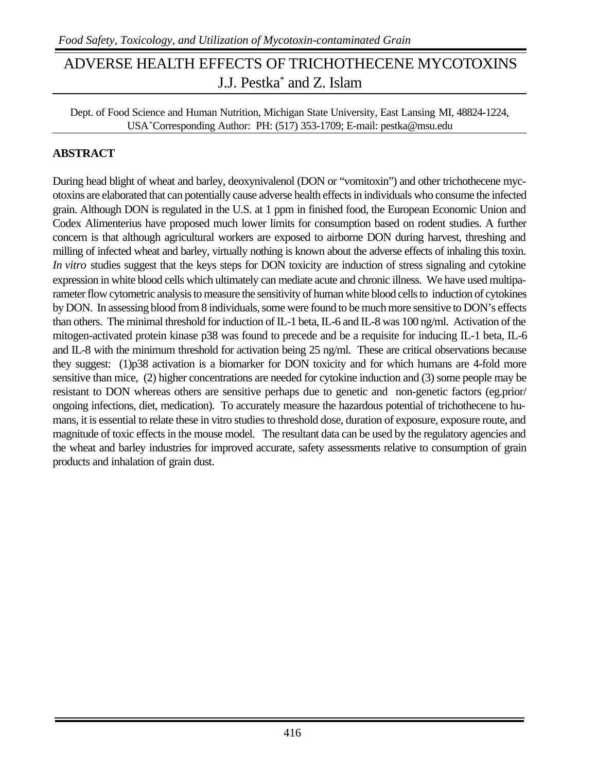# ADVERSE HEALTH EFFECTS OF TRICHOTHECENE MYCOTOXINS

J.J. Pestka* and Z. Islam

Dept. of Food Science and Human Nutrition, Michigan State University, East Lansing MI, 48824-1224, USA*Corresponding Author: PH: (517) 353-1709; E-mail: pestka@msu.edu

## ABSTRACT

During head blight of wheat and barley, deoxynivalenol (DON or "vomitoxin") and other trichothecene mycotoxins are elaborated that can potentially cause adverse health effects in individuals who consume the infected grain. Although DON is regulated in the U.S. at 1 ppm in finished food, the European Economic Union and Codex Alimenterius have proposed much lower limits for consumption based on rodent studies. A further concern is that although agricultural workers are exposed to airborne DON during harvest, threshing and milling of infected wheat and barley, virtually nothing is known about the adverse effects of inhaling this toxin. *In vitro* studies suggest that the keys steps for DON toxicity are induction of stress signaling and cytokine expression in white blood cells which ultimately can mediate acute and chronic illness. We have used multiparameter flow cytometric analysis to measure the sensitivity of human white blood cells to induction of cytokines by DON. In assessing blood from 8 individuals, some were found to be much more sensitive to DON's effects than others. The minimal threshold for induction of IL-1 beta, IL-6 and IL-8 was 100 ng/ml. Activation of the mitogen-activated protein kinase p38 was found to precede and be a requisite for inducing IL-1 beta, IL-6 and IL-8 with the minimum threshold for activation being 25 ng/ml. These are critical observations because they suggest: (1)p38 activation is a biomarker for DON toxicity and for which humans are 4-fold more sensitive than mice, (2) higher concentrations are needed for cytokine induction and (3) some people may be resistant to DON whereas others are sensitive perhaps due to genetic and non-genetic factors (eg.prior/ ongoing infections, diet, medication). To accurately measure the hazardous potential of trichothecene to humans, it is essential to relate these in vitro studies to threshold dose, duration of exposure, exposure route, and magnitude of toxic effects in the mouse model. The resultant data can be used by the regulatory agencies and the wheat and barley industries for improved accurate, safety assessments relative to consumption of grain products and inhalation of grain dust.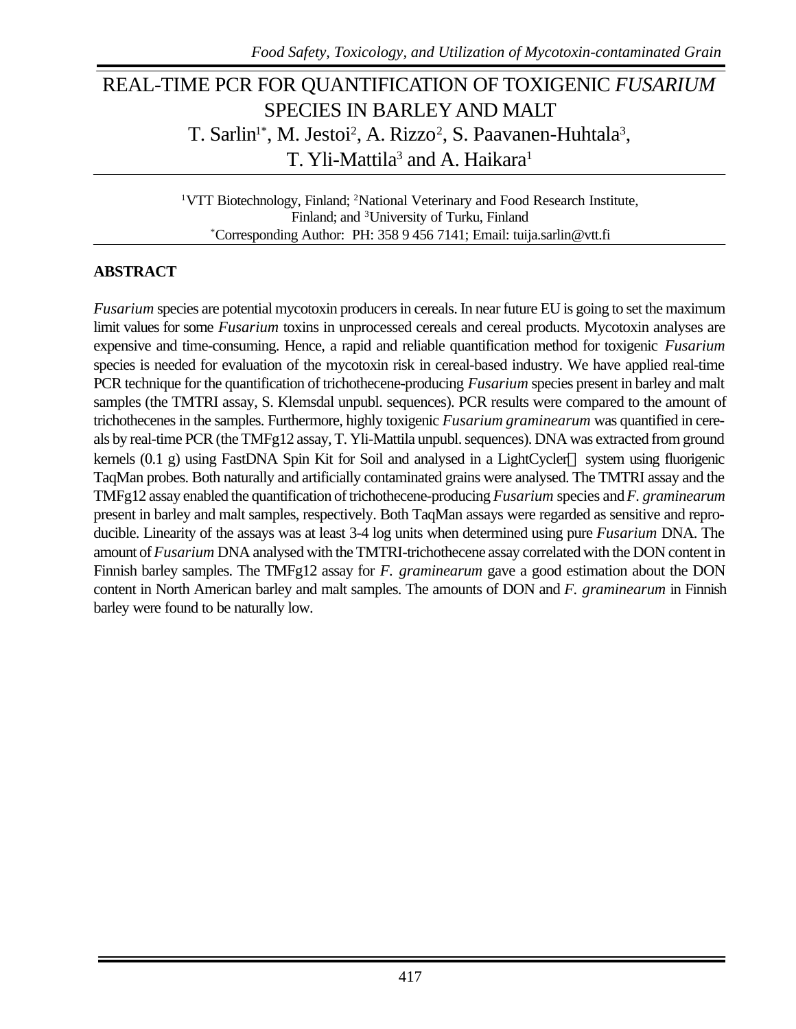# REAL-TIME PCR FOR QUANTIFICATION OF TOXIGENIC *FUSARIUM* SPECIES IN BARLEY AND MALT

T. Sarlin[1*], M. Jestoi[2], A. Rizzo[2], S. Paavanen-Huhtala[3], T. Yli-Mattila[3] and A. Haikara[1]

[1]VTT Biotechnology, Finland; [2]National Veterinary and Food Research Institute, Finland; and [3]University of Turku, Finland
[*]Corresponding Author: PH: 358 9 456 7141; Email: tuija.sarlin@vtt.fi

## ABSTRACT

*Fusarium* species are potential mycotoxin producers in cereals. In near future EU is going to set the maximum limit values for some *Fusarium* toxins in unprocessed cereals and cereal products. Mycotoxin analyses are expensive and time-consuming. Hence, a rapid and reliable quantification method for toxigenic *Fusarium* species is needed for evaluation of the mycotoxin risk in cereal-based industry. We have applied real-time PCR technique for the quantification of trichothecene-producing *Fusarium* species present in barley and malt samples (the TMTRI assay, S. Klemsdal unpubl. sequences). PCR results were compared to the amount of trichothecenes in the samples. Furthermore, highly toxigenic *Fusarium graminearum* was quantified in cereals by real-time PCR (the TMFg12 assay, T. Yli-Mattila unpubl. sequences). DNA was extracted from ground kernels (0.1 g) using FastDNA Spin Kit for Soil and analysed in a LightCycler® system using fluorigenic TaqMan probes. Both naturally and artificially contaminated grains were analysed. The TMTRI assay and the TMFg12 assay enabled the quantification of trichothecene-producing *Fusarium* species and *F. graminearum* present in barley and malt samples, respectively. Both TaqMan assays were regarded as sensitive and reproducible. Linearity of the assays was at least 3-4 log units when determined using pure *Fusarium* DNA. The amount of *Fusarium* DNA analysed with the TMTRI-trichothecene assay correlated with the DON content in Finnish barley samples. The TMFg12 assay for *F. graminearum* gave a good estimation about the DON content in North American barley and malt samples. The amounts of DON and *F. graminearum* in Finnish barley were found to be naturally low.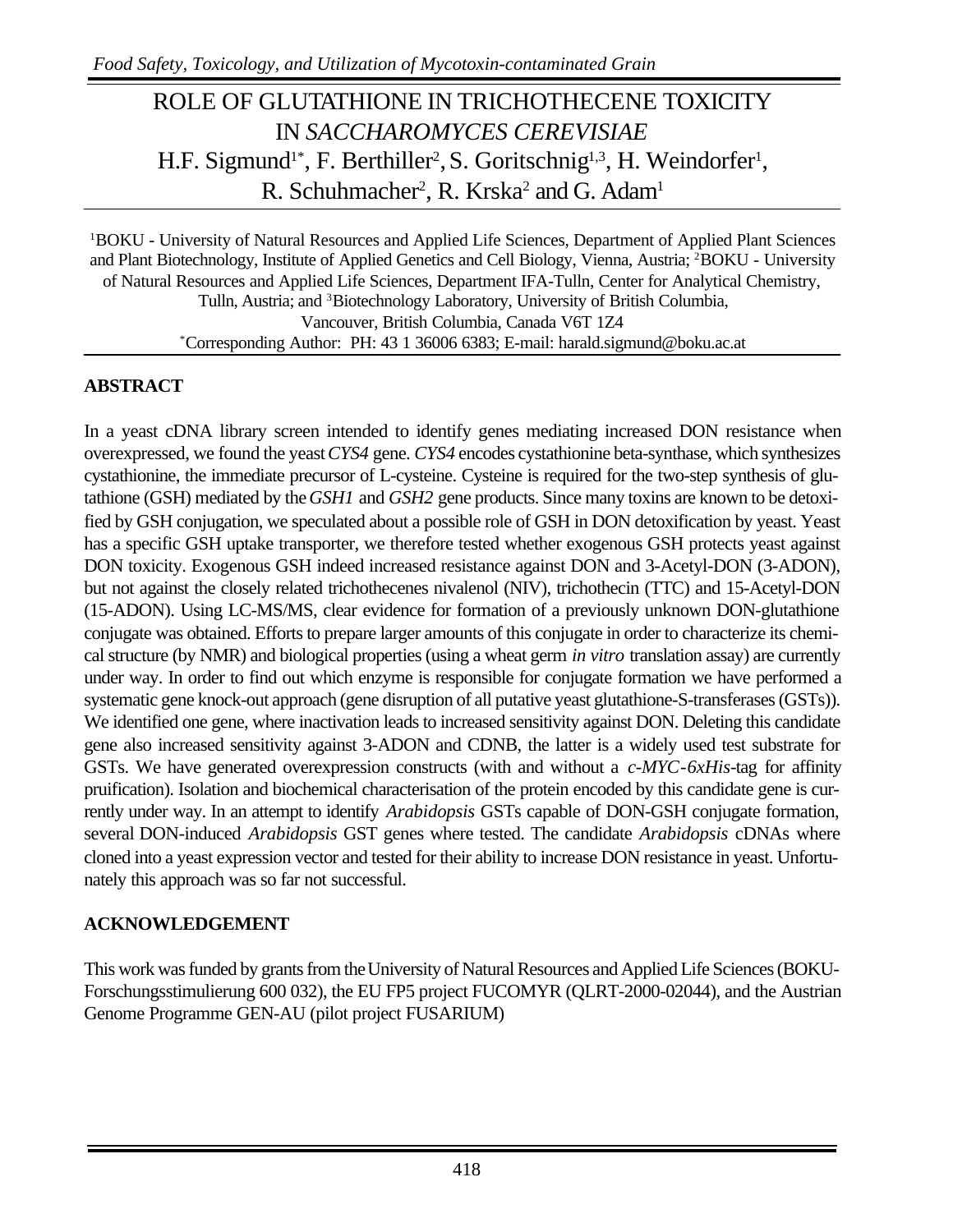# ROLE OF GLUTATHIONE IN TRICHOTHECENE TOXICITY IN *SACCHAROMYCES CEREVISIAE*

H.F. Sigmund[1*], F. Berthiller[2], S. Goritschnig[1,3], H. Weindorfer[1], R. Schuhmacher[2], R. Krska[2] and G. Adam[1]

[1]BOKU - University of Natural Resources and Applied Life Sciences, Department of Applied Plant Sciences and Plant Biotechnology, Institute of Applied Genetics and Cell Biology, Vienna, Austria; [2]BOKU - University of Natural Resources and Applied Life Sciences, Department IFA-Tulln, Center for Analytical Chemistry, Tulln, Austria; and [3]Biotechnology Laboratory, University of British Columbia, Vancouver, British Columbia, Canada V6T 1Z4

[*]Corresponding Author: PH: 43 1 36006 6383; E-mail: harald.sigmund@boku.ac.at

## ABSTRACT

In a yeast cDNA library screen intended to identify genes mediating increased DON resistance when overexpressed, we found the yeast *CYS4* gene. *CYS4* encodes cystathionine beta-synthase, which synthesizes cystathionine, the immediate precursor of L-cysteine. Cysteine is required for the two-step synthesis of glutathione (GSH) mediated by the *GSH1* and *GSH2* gene products. Since many toxins are known to be detoxified by GSH conjugation, we speculated about a possible role of GSH in DON detoxification by yeast. Yeast has a specific GSH uptake transporter, we therefore tested whether exogenous GSH protects yeast against DON toxicity. Exogenous GSH indeed increased resistance against DON and 3-Acetyl-DON (3-ADON), but not against the closely related trichothecenes nivalenol (NIV), trichothecin (TTC) and 15-Acetyl-DON (15-ADON). Using LC-MS/MS, clear evidence for formation of a previously unknown DON-glutathione conjugate was obtained. Efforts to prepare larger amounts of this conjugate in order to characterize its chemical structure (by NMR) and biological properties (using a wheat germ *in vitro* translation assay) are currently under way. In order to find out which enzyme is responsible for conjugate formation we have performed a systematic gene knock-out approach (gene disruption of all putative yeast glutathione-S-transferases (GSTs)). We identified one gene, where inactivation leads to increased sensitivity against DON. Deleting this candidate gene also increased sensitivity against 3-ADON and CDNB, the latter is a widely used test substrate for GSTs. We have generated overexpression constructs (with and without a *c-MYC-6xHis*-tag for affinity pruification). Isolation and biochemical characterisation of the protein encoded by this candidate gene is currently under way. In an attempt to identify *Arabidopsis* GSTs capable of DON-GSH conjugate formation, several DON-induced *Arabidopsis* GST genes where tested. The candidate *Arabidopsis* cDNAs where cloned into a yeast expression vector and tested for their ability to increase DON resistance in yeast. Unfortunately this approach was so far not successful.

## ACKNOWLEDGEMENT

This work was funded by grants from the University of Natural Resources and Applied Life Sciences (BOKU-Forschungsstimulierung 600 032), the EU FP5 project FUCOMYR (QLRT-2000-02044), and the Austrian Genome Programme GEN-AU (pilot project FUSARIUM)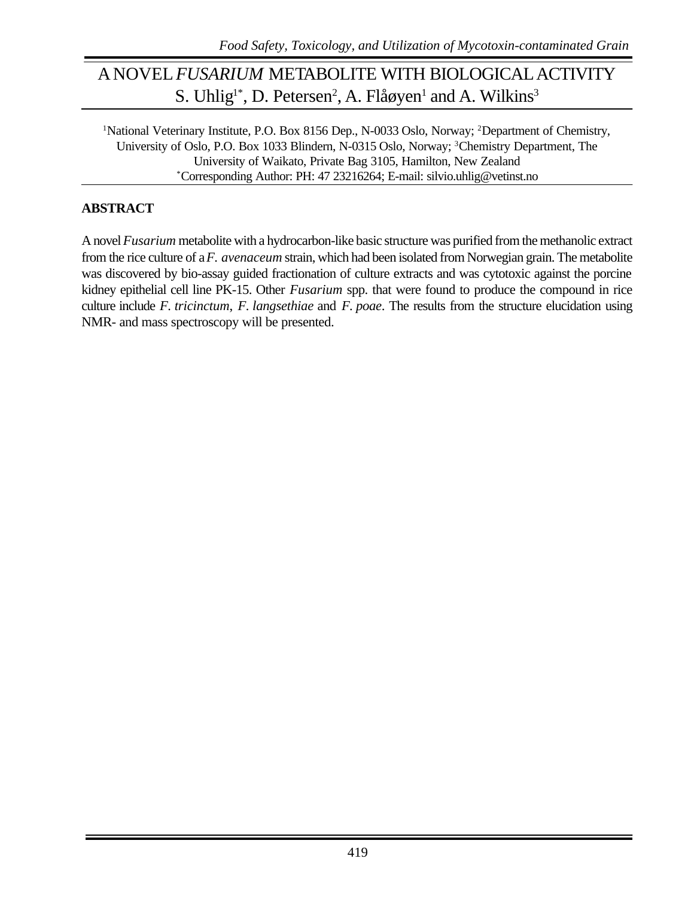# A NOVEL *FUSARIUM* METABOLITE WITH BIOLOGICAL ACTIVITY

S. Uhlig[1*], D. Petersen[2], A. Flåøyen[1] and A. Wilkins[3]

[1]National Veterinary Institute, P.O. Box 8156 Dep., N-0033 Oslo, Norway; [2]Department of Chemistry, University of Oslo, P.O. Box 1033 Blindern, N-0315 Oslo, Norway; [3]Chemistry Department, The University of Waikato, Private Bag 3105, Hamilton, New Zealand

[*]Corresponding Author: PH: 47 23216264; E-mail: silvio.uhlig@vetinst.no

## ABSTRACT

A novel *Fusarium* metabolite with a hydrocarbon-like basic structure was purified from the methanolic extract from the rice culture of a *F. avenaceum* strain, which had been isolated from Norwegian grain. The metabolite was discovered by bio-assay guided fractionation of culture extracts and was cytotoxic against the porcine kidney epithelial cell line PK-15. Other *Fusarium* spp. that were found to produce the compound in rice culture include *F. tricinctum*, *F. langsethiae* and *F. poae*. The results from the structure elucidation using NMR- and mass spectroscopy will be presented.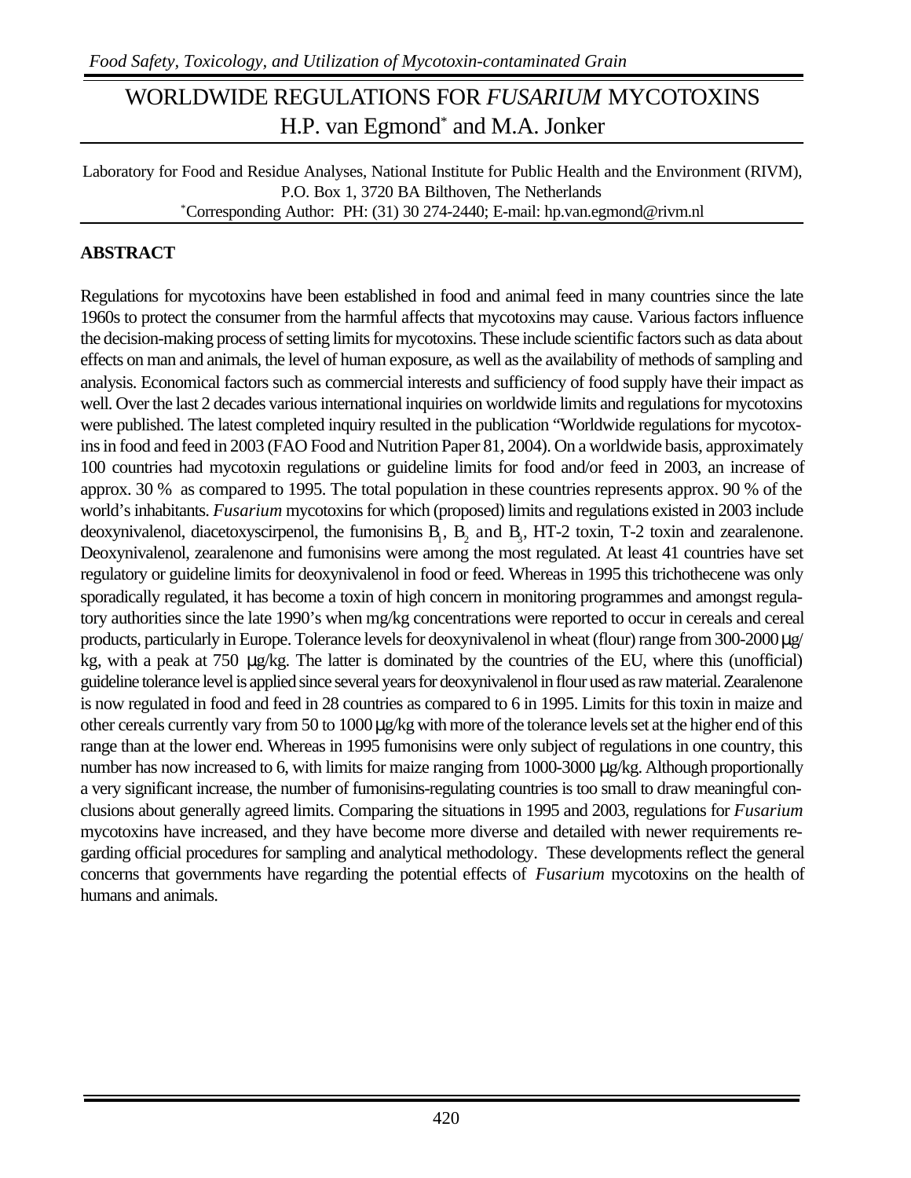# WORLDWIDE REGULATIONS FOR *FUSARIUM* MYCOTOXINS

H.P. van Egmond* and M.A. Jonker

Laboratory for Food and Residue Analyses, National Institute for Public Health and the Environment (RIVM), P.O. Box 1, 3720 BA Bilthoven, The Netherlands
*Corresponding Author: PH: (31) 30 274-2440; E-mail: hp.van.egmond@rivm.nl

## ABSTRACT

Regulations for mycotoxins have been established in food and animal feed in many countries since the late 1960s to protect the consumer from the harmful affects that mycotoxins may cause. Various factors influence the decision-making process of setting limits for mycotoxins. These include scientific factors such as data about effects on man and animals, the level of human exposure, as well as the availability of methods of sampling and analysis. Economical factors such as commercial interests and sufficiency of food supply have their impact as well. Over the last 2 decades various international inquiries on worldwide limits and regulations for mycotoxins were published. The latest completed inquiry resulted in the publication "Worldwide regulations for mycotoxins in food and feed in 2003 (FAO Food and Nutrition Paper 81, 2004). On a worldwide basis, approximately 100 countries had mycotoxin regulations or guideline limits for food and/or feed in 2003, an increase of approx. 30 % as compared to 1995. The total population in these countries represents approx. 90 % of the world's inhabitants. *Fusarium* mycotoxins for which (proposed) limits and regulations existed in 2003 include deoxynivalenol, diacetoxyscirpenol, the fumonisins $B_1$, $B_2$ and $B_3$, HT-2 toxin, T-2 toxin and zearalenone. Deoxynivalenol, zearalenone and fumonisins were among the most regulated. At least 41 countries have set regulatory or guideline limits for deoxynivalenol in food or feed. Whereas in 1995 this trichothecene was only sporadically regulated, it has become a toxin of high concern in monitoring programmes and amongst regulatory authorities since the late 1990's when mg/kg concentrations were reported to occur in cereals and cereal products, particularly in Europe. Tolerance levels for deoxynivalenol in wheat (flour) range from 300-2000 µg/kg, with a peak at 750 µg/kg. The latter is dominated by the countries of the EU, where this (unofficial) guideline tolerance level is applied since several years for deoxynivalenol in flour used as raw material. Zearalenone is now regulated in food and feed in 28 countries as compared to 6 in 1995. Limits for this toxin in maize and other cereals currently vary from 50 to 1000 µg/kg with more of the tolerance levels set at the higher end of this range than at the lower end. Whereas in 1995 fumonisins were only subject of regulations in one country, this number has now increased to 6, with limits for maize ranging from 1000-3000 µg/kg. Although proportionally a very significant increase, the number of fumonisins-regulating countries is too small to draw meaningful conclusions about generally agreed limits. Comparing the situations in 1995 and 2003, regulations for *Fusarium* mycotoxins have increased, and they have become more diverse and detailed with newer requirements regarding official procedures for sampling and analytical methodology. These developments reflect the general concerns that governments have regarding the potential effects of *Fusarium* mycotoxins on the health of humans and animals.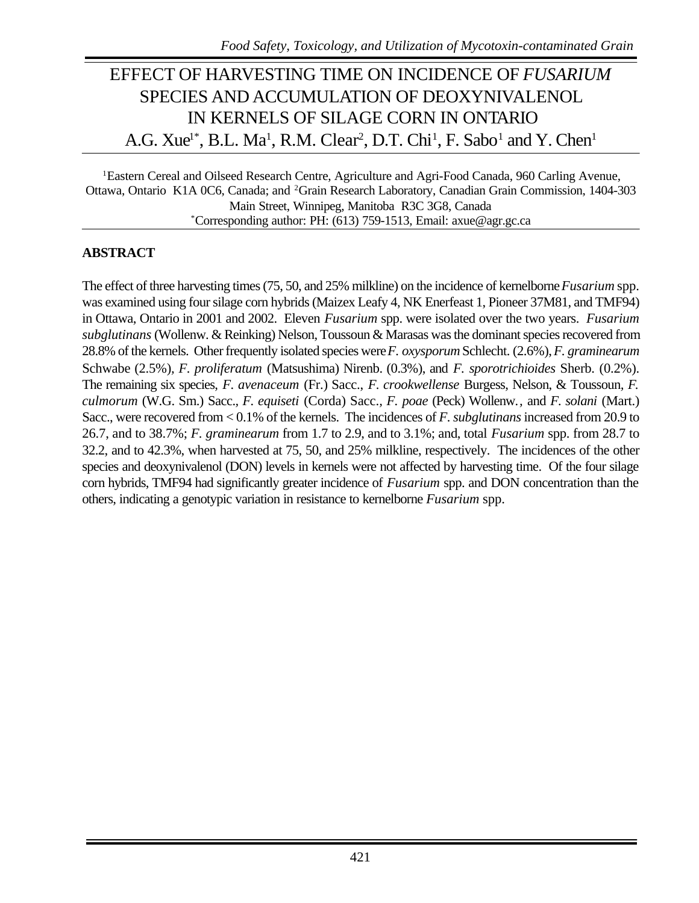# EFFECT OF HARVESTING TIME ON INCIDENCE OF *FUSARIUM* SPECIES AND ACCUMULATION OF DEOXYNIVALENOL IN KERNELS OF SILAGE CORN IN ONTARIO

A.G. Xue[1*], B.L. Ma[1], R.M. Clear[2], D.T. Chi[1], F. Sabo[1] and Y. Chen[1]

[1]Eastern Cereal and Oilseed Research Centre, Agriculture and Agri-Food Canada, 960 Carling Avenue, Ottawa, Ontario K1A 0C6, Canada; and [2]Grain Research Laboratory, Canadian Grain Commission, 1404-303 Main Street, Winnipeg, Manitoba R3C 3G8, Canada
[*]Corresponding author: PH: (613) 759-1513, Email: axue@agr.gc.ca

## ABSTRACT

The effect of three harvesting times (75, 50, and 25% milkline) on the incidence of kernelborne *Fusarium* spp. was examined using four silage corn hybrids (Maizex Leafy 4, NK Enerfeast 1, Pioneer 37M81, and TMF94) in Ottawa, Ontario in 2001 and 2002. Eleven *Fusarium* spp. were isolated over the two years. *Fusarium subglutinans* (Wollenw. & Reinking) Nelson, Toussoun & Marasas was the dominant species recovered from 28.8% of the kernels. Other frequently isolated species were *F. oxysporum* Schlecht. (2.6%), *F. graminearum* Schwabe (2.5%), *F. proliferatum* (Matsushima) Nirenb. (0.3%), and *F. sporotrichioides* Sherb. (0.2%). The remaining six species, *F. avenaceum* (Fr.) Sacc., *F. crookwellense* Burgess, Nelson, & Toussoun, *F. culmorum* (W.G. Sm.) Sacc., *F. equiseti* (Corda) Sacc., *F. poae* (Peck) Wollenw., and *F. solani* (Mart.) Sacc., were recovered from < 0.1% of the kernels. The incidences of *F. subglutinans* increased from 20.9 to 26.7, and to 38.7%; *F. graminearum* from 1.7 to 2.9, and to 3.1%; and, total *Fusarium* spp. from 28.7 to 32.2, and to 42.3%, when harvested at 75, 50, and 25% milkline, respectively. The incidences of the other species and deoxynivalenol (DON) levels in kernels were not affected by harvesting time. Of the four silage corn hybrids, TMF94 had significantly greater incidence of *Fusarium* spp. and DON concentration than the others, indicating a genotypic variation in resistance to kernelborne *Fusarium* spp.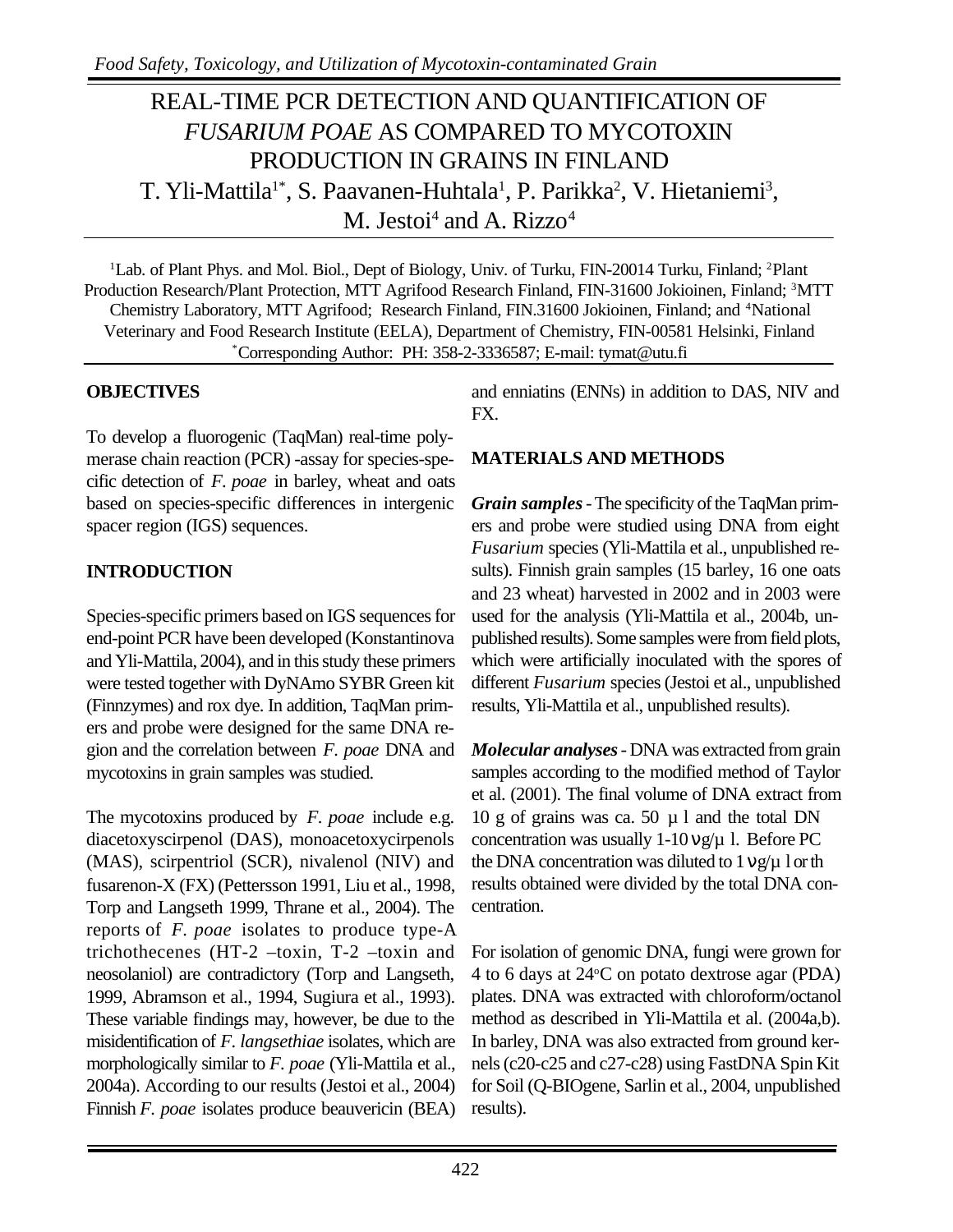# REAL-TIME PCR DETECTION AND QUANTIFICATION OF *FUSARIUM POAE* AS COMPARED TO MYCOTOXIN PRODUCTION IN GRAINS IN FINLAND

T. Yli-Mattila[1*], S. Paavanen-Huhtala[1], P. Parikka[2], V. Hietaniemi[3], M. Jestoi[4] and A. Rizzo[4]

[1]Lab. of Plant Phys. and Mol. Biol., Dept of Biology, Univ. of Turku, FIN-20014 Turku, Finland; [2]Plant Production Research/Plant Protection, MTT Agrifood Research Finland, FIN-31600 Jokioinen, Finland; [3]MTT Chemistry Laboratory, MTT Agrifood; Research Finland, FIN.31600 Jokioinen, Finland; and [4]National Veterinary and Food Research Institute (EELA), Department of Chemistry, FIN-00581 Helsinki, Finland
[*]Corresponding Author: PH: 358-2-3336587; E-mail: tymat@utu.fi

## OBJECTIVES

To develop a fluorogenic (TaqMan) real-time polymerase chain reaction (PCR) -assay for species-specific detection of *F. poae* in barley, wheat and oats based on species-specific differences in intergenic spacer region (IGS) sequences.

## INTRODUCTION

Species-specific primers based on IGS sequences for end-point PCR have been developed (Konstantinova and Yli-Mattila, 2004), and in this study these primers were tested together with DyNAmo SYBR Green kit (Finnzymes) and rox dye. In addition, TaqMan primers and probe were designed for the same DNA region and the correlation between *F. poae* DNA and mycotoxins in grain samples was studied.

The mycotoxins produced by *F. poae* include e.g. diacetoxyscirpenol (DAS), monoacetoxycirpenols (MAS), scirpentriol (SCR), nivalenol (NIV) and fusarenon-X (FX) (Pettersson 1991, Liu et al., 1998, Torp and Langseth 1999, Thrane et al., 2004). The reports of *F. poae* isolates to produce type-A trichothecenes (HT-2 –toxin, T-2 –toxin and neosolaniol) are contradictory (Torp and Langseth, 1999, Abramson et al., 1994, Sugiura et al., 1993). These variable findings may, however, be due to the misidentification of *F. langsethiae* isolates, which are morphologically similar to *F. poae* (Yli-Mattila et al., 2004a). According to our results (Jestoi et al., 2004) Finnish *F. poae* isolates produce beauvericin (BEA) and enniatins (ENNs) in addition to DAS, NIV and FX.

## MATERIALS AND METHODS

***Grain samples*** - The specificity of the TaqMan primers and probe were studied using DNA from eight *Fusarium* species (Yli-Mattila et al., unpublished results). Finnish grain samples (15 barley, 16 one oats and 23 wheat) harvested in 2002 and in 2003 were used for the analysis (Yli-Mattila et al., 2004b, unpublished results). Some samples were from field plots, which were artificially inoculated with the spores of different *Fusarium* species (Jestoi et al., unpublished results, Yli-Mattila et al., unpublished results).

***Molecular analyses*** - DNA was extracted from grain samples according to the modified method of Taylor et al. (2001). The final volume of DNA extract from 10 g of grains was ca. 50 µl and the total DN concentration was usually 1-10 νg/µl. Before PC the DNA concentration was diluted to 1 νg/µl or th results obtained were divided by the total DNA concentration.

For isolation of genomic DNA, fungi were grown for 4 to 6 days at 24°C on potato dextrose agar (PDA) plates. DNA was extracted with chloroform/octanol method as described in Yli-Mattila et al. (2004a,b). In barley, DNA was also extracted from ground kernels (c20-c25 and c27-c28) using FastDNA Spin Kit for Soil (Q-BIOgene, Sarlin et al., 2004, unpublished results).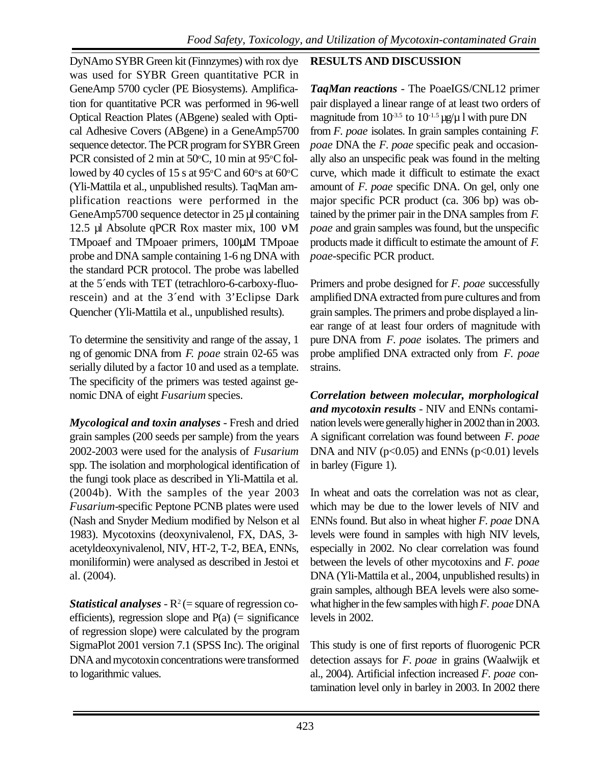DyNAmo SYBR Green kit (Finnzymes) with rox dye was used for SYBR Green quantitative PCR in GeneAmp 5700 cycler (PE Biosystems). Amplification for quantitative PCR was performed in 96-well Optical Reaction Plates (ABgene) sealed with Optical Adhesive Covers (ABgene) in a GeneAmp5700 sequence detector. The PCR program for SYBR Green PCR consisted of 2 min at 50°C, 10 min at 95°C followed by 40 cycles of 15 s at 95°C and 60°s at 60°C (Yli-Mattila et al., unpublished results). TaqMan amplification reactions were performed in the GeneAmp5700 sequence detector in 25 µl containing 12.5 µl Absolute qPCR Rox master mix, 100 νM TMpoaef and TMpoaer primers, 100µM TMpoae probe and DNA sample containing 1-6 ng DNA with the standard PCR protocol. The probe was labelled at the 5´ends with TET (tetrachloro-6-carboxy-fluorescein) and at the 3´end with 3'Eclipse Dark Quencher (Yli-Mattila et al., unpublished results).

To determine the sensitivity and range of the assay, 1 ng of genomic DNA from *F. poae* strain 02-65 was serially diluted by a factor 10 and used as a template. The specificity of the primers was tested against genomic DNA of eight *Fusarium* species.

***Mycological and toxin analyses*** - Fresh and dried grain samples (200 seeds per sample) from the years 2002-2003 were used for the analysis of *Fusarium* spp. The isolation and morphological identification of the fungi took place as described in Yli-Mattila et al. (2004b). With the samples of the year 2003 *Fusarium*-specific Peptone PCNB plates were used (Nash and Snyder Medium modified by Nelson et al 1983). Mycotoxins (deoxynivalenol, FX, DAS, 3-acetyldeoxynivalenol, NIV, HT-2, T-2, BEA, ENNs, moniliformin) were analysed as described in Jestoi et al. (2004).

***Statistical analyses*** - $R^2$ (= square of regression coefficients), regression slope and P(a) (= significance of regression slope) were calculated by the program SigmaPlot 2001 version 7.1 (SPSS Inc). The original DNA and mycotoxin concentrations were transformed to logarithmic values.

**RESULTS AND DISCUSSION**

***TaqMan reactions*** - The PoaeIGS/CNL12 primer pair displayed a linear range of at least two orders of magnitude from $10^{-3.5}$ to $10^{-1.5}$ µg/µ l with pure DN from *F. poae* isolates. In grain samples containing *F. poae* DNA the *F. poae* specific peak and occasionally also an unspecific peak was found in the melting curve, which made it difficult to estimate the exact amount of *F. poae* specific DNA. On gel, only one major specific PCR product (ca. 306 bp) was obtained by the primer pair in the DNA samples from *F. poae* and grain samples was found, but the unspecific products made it difficult to estimate the amount of *F. poae*-specific PCR product.

Primers and probe designed for *F. poae* successfully amplified DNA extracted from pure cultures and from grain samples. The primers and probe displayed a linear range of at least four orders of magnitude with pure DNA from *F. poae* isolates. The primers and probe amplified DNA extracted only from *F. poae* strains.

***Correlation between molecular, morphological and mycotoxin results*** - NIV and ENNs contamination levels were generally higher in 2002 than in 2003. A significant correlation was found between *F. poae* DNA and NIV ($p<0.05$) and ENNs ($p<0.01$) levels in barley (Figure 1).

In wheat and oats the correlation was not as clear, which may be due to the lower levels of NIV and ENNs found. But also in wheat higher *F. poae* DNA levels were found in samples with high NIV levels, especially in 2002. No clear correlation was found between the levels of other mycotoxins and *F. poae* DNA (Yli-Mattila et al., 2004, unpublished results) in grain samples, although BEA levels were also somewhat higher in the few samples with high *F. poae* DNA levels in 2002.

This study is one of first reports of fluorogenic PCR detection assays for *F. poae* in grains (Waalwijk et al., 2004). Artificial infection increased *F. poae* contamination level only in barley in 2003. In 2002 there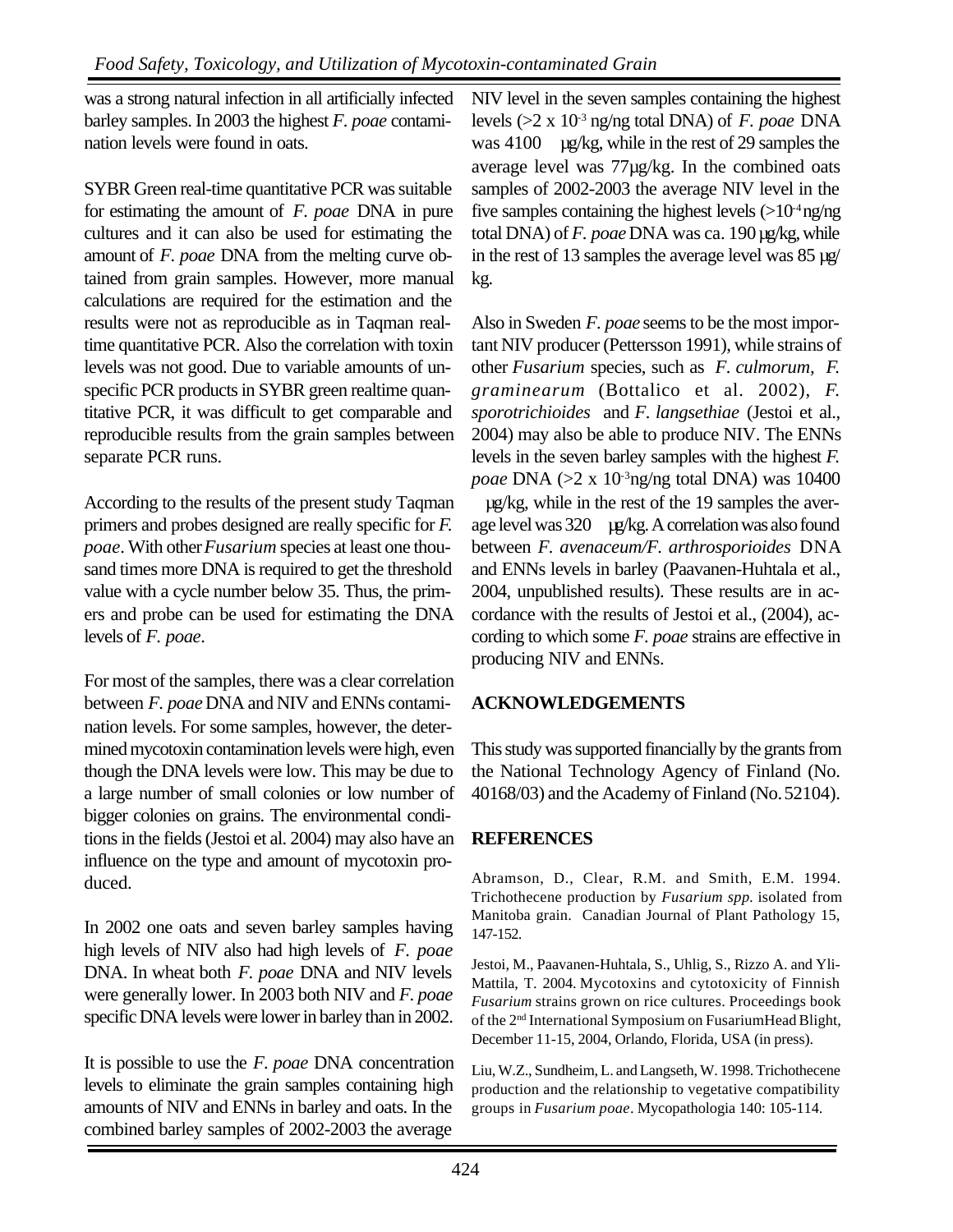was a strong natural infection in all artificially infected barley samples. In 2003 the highest *F. poae* contamination levels were found in oats.

SYBR Green real-time quantitative PCR was suitable for estimating the amount of *F. poae* DNA in pure cultures and it can also be used for estimating the amount of *F. poae* DNA from the melting curve obtained from grain samples. However, more manual calculations are required for the estimation and the results were not as reproducible as in Taqman real-time quantitative PCR. Also the correlation with toxin levels was not good. Due to variable amounts of unspecific PCR products in SYBR green realtime quantitative PCR, it was difficult to get comparable and reproducible results from the grain samples between separate PCR runs.

According to the results of the present study Taqman primers and probes designed are really specific for *F. poae*. With other *Fusarium* species at least one thousand times more DNA is required to get the threshold value with a cycle number below 35. Thus, the primers and probe can be used for estimating the DNA levels of *F. poae*.

For most of the samples, there was a clear correlation between *F. poae* DNA and NIV and ENNs contamination levels. For some samples, however, the determined mycotoxin contamination levels were high, even though the DNA levels were low. This may be due to a large number of small colonies or low number of bigger colonies on grains. The environmental conditions in the fields (Jestoi et al. 2004) may also have an influence on the type and amount of mycotoxin produced.

In 2002 one oats and seven barley samples having high levels of NIV also had high levels of *F. poae* DNA. In wheat both *F. poae* DNA and NIV levels were generally lower. In 2003 both NIV and *F. poae* specific DNA levels were lower in barley than in 2002.

It is possible to use the *F. poae* DNA concentration levels to eliminate the grain samples containing high amounts of NIV and ENNs in barley and oats. In the combined barley samples of 2002-2003 the average NIV level in the seven samples containing the highest levels (>2 x $10^{-3}$ ng/ng total DNA) of *F. poae* DNA was 4100 µg/kg, while in the rest of 29 samples the average level was 77µg/kg. In the combined oats samples of 2002-2003 the average NIV level in the five samples containing the highest levels (>$10^{-4}$ ng/ng total DNA) of *F. poae* DNA was ca. 190 µg/kg, while in the rest of 13 samples the average level was 85 µg/kg.

Also in Sweden *F. poae* seems to be the most important NIV producer (Pettersson 1991), while strains of other *Fusarium* species, such as *F. culmorum, F. graminearum* (Bottalico et al. 2002), *F. sporotrichioides* and *F. langsethiae* (Jestoi et al., 2004) may also be able to produce NIV. The ENNs levels in the seven barley samples with the highest *F. poae* DNA (>2 x $10^{-3}$ng/ng total DNA) was 10400 µg/kg, while in the rest of the 19 samples the average level was 320 µg/kg. A correlation was also found between *F. avenaceum/F. arthrosporioides* DNA and ENNs levels in barley (Paavanen-Huhtala et al., 2004, unpublished results). These results are in accordance with the results of Jestoi et al., (2004), according to which some *F. poae* strains are effective in producing NIV and ENNs.

## ACKNOWLEDGEMENTS

This study was supported financially by the grants from the National Technology Agency of Finland (No. 40168/03) and the Academy of Finland (No. 52104).

## REFERENCES

Abramson, D., Clear, R.M. and Smith, E.M. 1994. Trichothecene production by *Fusarium spp.* isolated from Manitoba grain. Canadian Journal of Plant Pathology 15, 147-152.

Jestoi, M., Paavanen-Huhtala, S., Uhlig, S., Rizzo A. and Yli-Mattila, T. 2004. Mycotoxins and cytotoxicity of Finnish *Fusarium* strains grown on rice cultures. Proceedings book of the 2nd International Symposium on FusariumHead Blight, December 11-15, 2004, Orlando, Florida, USA (in press).

Liu, W.Z., Sundheim, L. and Langseth, W. 1998. Trichothecene production and the relationship to vegetative compatibility groups in *Fusarium poae*. Mycopathologia 140: 105-114.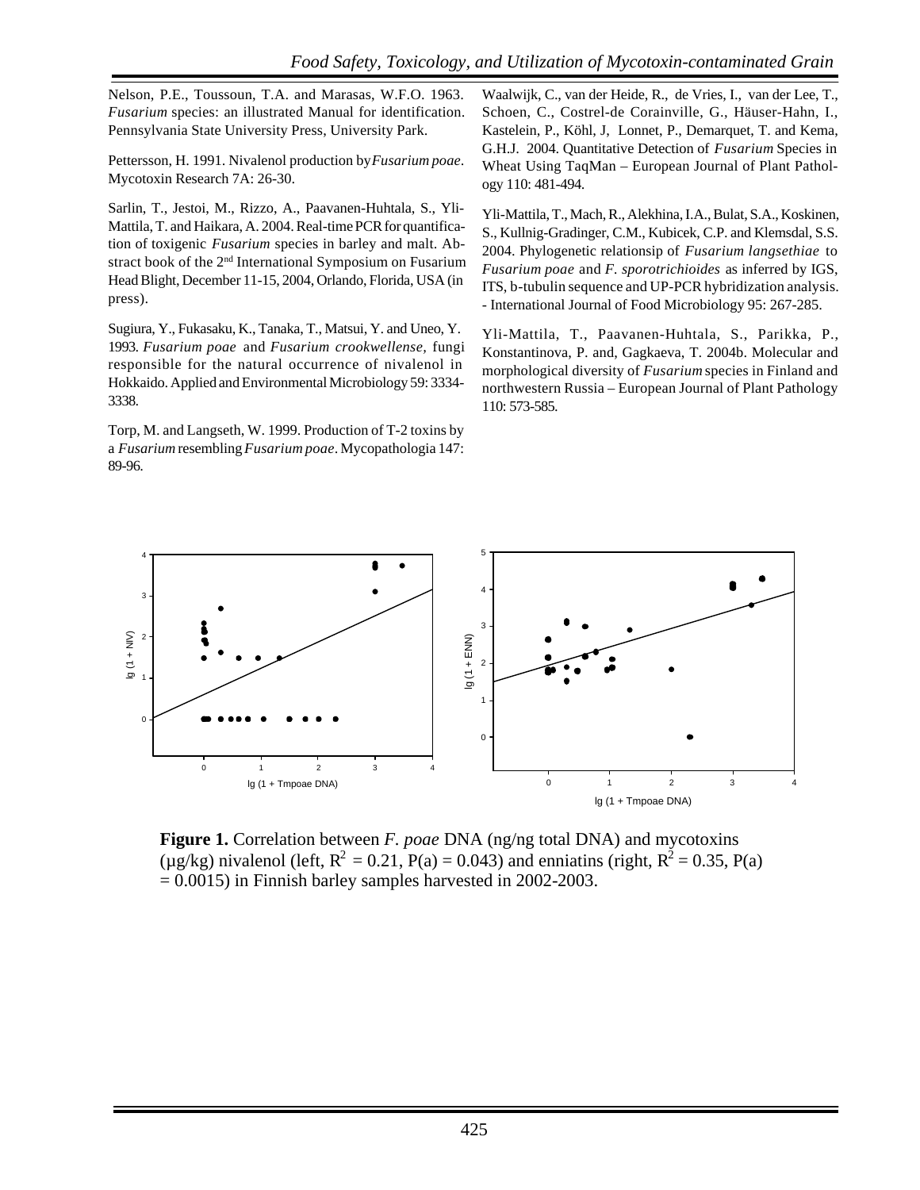Nelson, P.E., Toussoun, T.A. and Marasas, W.F.O. 1963. *Fusarium* species: an illustrated Manual for identification. Pennsylvania State University Press, University Park.

Pettersson, H. 1991. Nivalenol production by *Fusarium poae*. Mycotoxin Research 7A: 26-30.

Sarlin, T., Jestoi, M., Rizzo, A., Paavanen-Huhtala, S., Yli-Mattila, T. and Haikara, A. 2004. Real-time PCR for quantification of toxigenic *Fusarium* species in barley and malt. Abstract book of the 2nd International Symposium on Fusarium Head Blight, December 11-15, 2004, Orlando, Florida, USA (in press).

Sugiura, Y., Fukasaku, K., Tanaka, T., Matsui, Y. and Uneo, Y. 1993. *Fusarium poae* and *Fusarium crookwellense,* fungi responsible for the natural occurrence of nivalenol in Hokkaido. Applied and Environmental Microbiology 59: 3334-3338.

Torp, M. and Langseth, W. 1999. Production of T-2 toxins by a *Fusarium* resembling *Fusarium poae*. Mycopathologia 147: 89-96.

Waalwijk, C., van der Heide, R., de Vries, I., van der Lee, T., Schoen, C., Costrel-de Corainville, G., Häuser-Hahn, I., Kastelein, P., Köhl, J, Lonnet, P., Demarquet, T. and Kema, G.H.J. 2004. Quantitative Detection of *Fusarium* Species in Wheat Using TaqMan – European Journal of Plant Pathology 110: 481-494.

Yli-Mattila, T., Mach, R., Alekhina, I.A., Bulat, S.A., Koskinen, S., Kullnig-Gradinger, C.M., Kubicek, C.P. and Klemsdal, S.S. 2004. Phylogenetic relationsip of *Fusarium langsethiae* to *Fusarium poae* and *F. sporotrichioides* as inferred by IGS, ITS, b-tubulin sequence and UP-PCR hybridization analysis. - International Journal of Food Microbiology 95: 267-285.

Yli-Mattila, T., Paavanen-Huhtala, S., Parikka, P., Konstantinova, P. and, Gagkaeva, T. 2004b. Molecular and morphological diversity of *Fusarium* species in Finland and northwestern Russia – European Journal of Plant Pathology 110: 573-585.

**Figure 1.** Correlation between *F. poae* DNA (ng/ng total DNA) and mycotoxins (µg/kg) nivalenol (left, $R^2 = 0.21$, P(a) = 0.043) and enniatins (right, $R^2 = 0.35$, P(a) = 0.0015) in Finnish barley samples harvested in 2002-2003.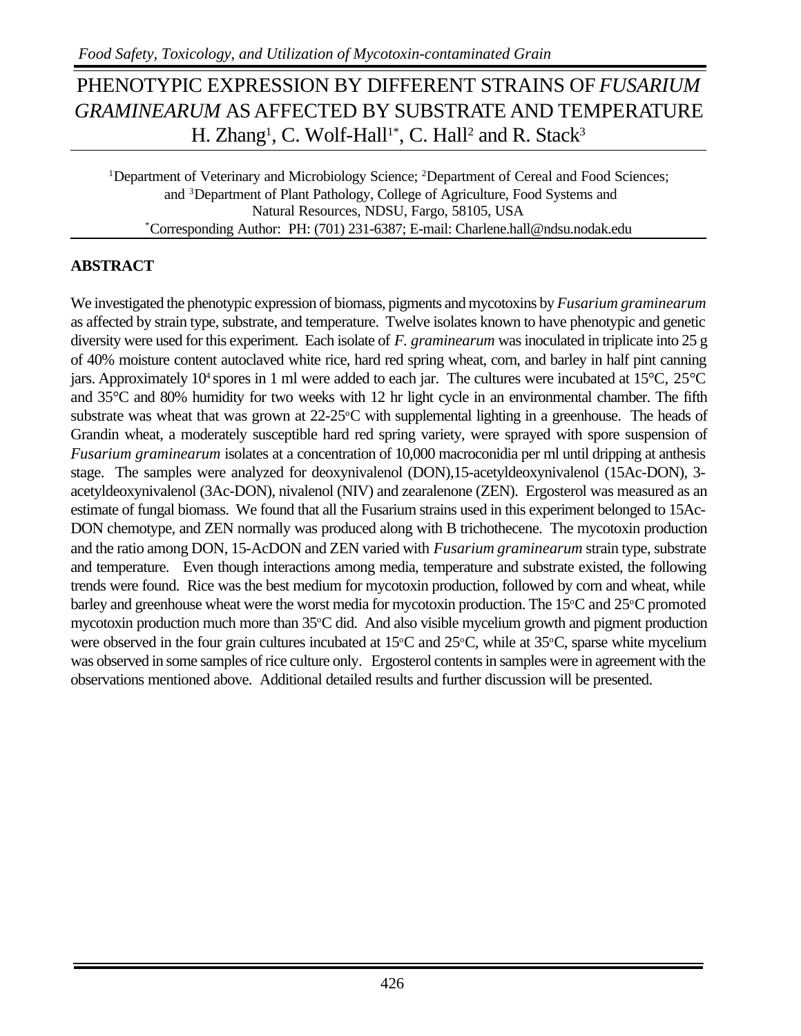# PHENOTYPIC EXPRESSION BY DIFFERENT STRAINS OF *FUSARIUM GRAMINEARUM* AS AFFECTED BY SUBSTRATE AND TEMPERATURE

H. Zhang[1], C. Wolf-Hall[1*], C. Hall[2] and R. Stack[3]

[1]Department of Veterinary and Microbiology Science; [2]Department of Cereal and Food Sciences; and [3]Department of Plant Pathology, College of Agriculture, Food Systems and Natural Resources, NDSU, Fargo, 58105, USA
[*]Corresponding Author: PH: (701) 231-6387; E-mail: Charlene.hall@ndsu.nodak.edu

## ABSTRACT

We investigated the phenotypic expression of biomass, pigments and mycotoxins by *Fusarium graminearum* as affected by strain type, substrate, and temperature. Twelve isolates known to have phenotypic and genetic diversity were used for this experiment. Each isolate of *F. graminearum* was inoculated in triplicate into 25 g of 40% moisture content autoclaved white rice, hard red spring wheat, corn, and barley in half pint canning jars. Approximately $10^4$ spores in 1 ml were added to each jar. The cultures were incubated at 15°C, 25°C and 35°C and 80% humidity for two weeks with 12 hr light cycle in an environmental chamber. The fifth substrate was wheat that was grown at 22-25°C with supplemental lighting in a greenhouse. The heads of Grandin wheat, a moderately susceptible hard red spring variety, were sprayed with spore suspension of *Fusarium graminearum* isolates at a concentration of 10,000 macroconidia per ml until dripping at anthesis stage. The samples were analyzed for deoxynivalenol (DON),15-acetyldeoxynivalenol (15Ac-DON), 3-acetyldeoxynivalenol (3Ac-DON), nivalenol (NIV) and zearalenone (ZEN). Ergosterol was measured as an estimate of fungal biomass. We found that all the Fusarium strains used in this experiment belonged to 15Ac-DON chemotype, and ZEN normally was produced along with B trichothecene. The mycotoxin production and the ratio among DON, 15-AcDON and ZEN varied with *Fusarium graminearum* strain type, substrate and temperature. Even though interactions among media, temperature and substrate existed, the following trends were found. Rice was the best medium for mycotoxin production, followed by corn and wheat, while barley and greenhouse wheat were the worst media for mycotoxin production. The 15°C and 25°C promoted mycotoxin production much more than 35°C did. And also visible mycelium growth and pigment production were observed in the four grain cultures incubated at 15°C and 25°C, while at 35°C, sparse white mycelium was observed in some samples of rice culture only. Ergosterol contents in samples were in agreement with the observations mentioned above. Additional detailed results and further discussion will be presented.